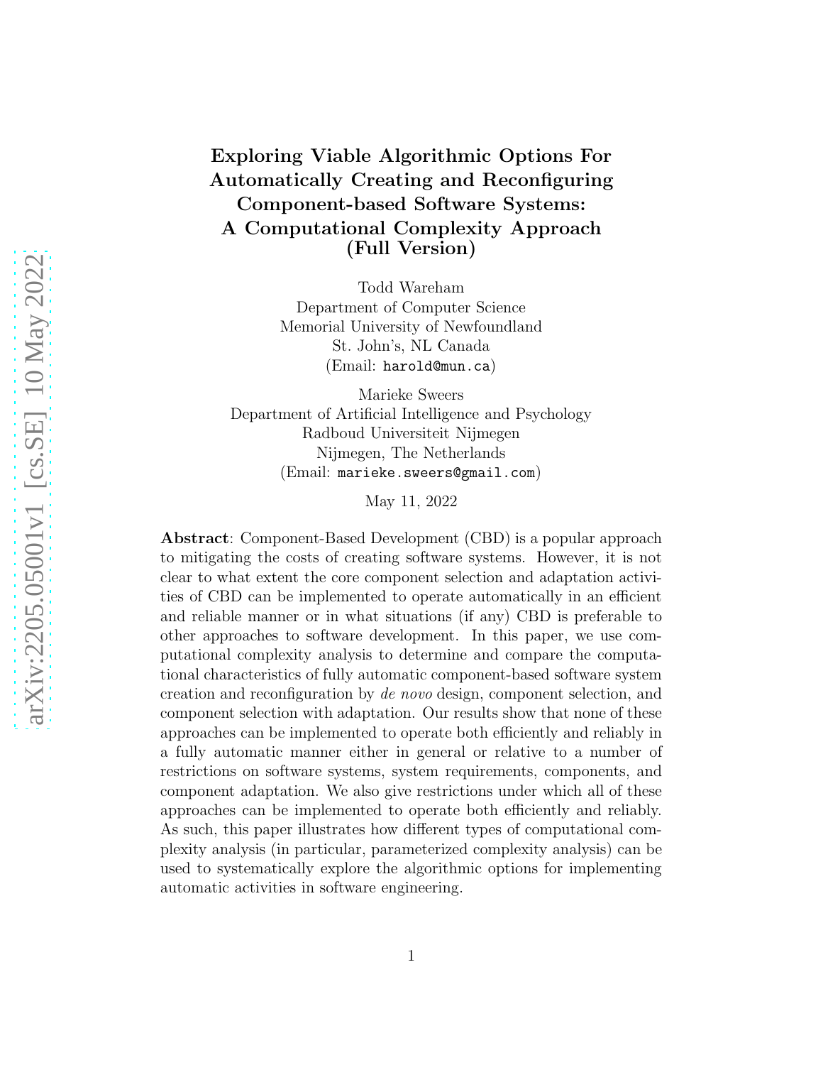# Exploring Viable Algorithmic Options For Automatically Creating and Reconfiguring Component-based Software Systems: A Computational Complexity Approach (Full Version)

Todd Wareham
Department of Computer Science
Memorial University of Newfoundland
St. John's, NL Canada
(Email: harold@mun.ca)

Marieke Sweers
Department of Artificial Intelligence and Psychology
Radboud Universiteit Nijmegen
Nijmegen, The Netherlands
(Email: marieke.sweers@gmail.com)

May 11, 2022

**Abstract**: Component-Based Development (CBD) is a popular approach to mitigating the costs of creating software systems. However, it is not clear to what extent the core component selection and adaptation activities of CBD can be implemented to operate automatically in an efficient and reliable manner or in what situations (if any) CBD is preferable to other approaches to software development. In this paper, we use computational complexity analysis to determine and compare the computational characteristics of fully automatic component-based software system creation and reconfiguration by *de novo* design, component selection, and component selection with adaptation. Our results show that none of these approaches can be implemented to operate both efficiently and reliably in a fully automatic manner either in general or relative to a number of restrictions on software systems, system requirements, components, and component adaptation. We also give restrictions under which all of these approaches can be implemented to operate both efficiently and reliably. As such, this paper illustrates how different types of computational complexity analysis (in particular, parameterized complexity analysis) can be used to systematically explore the algorithmic options for implementing automatic activities in software engineering.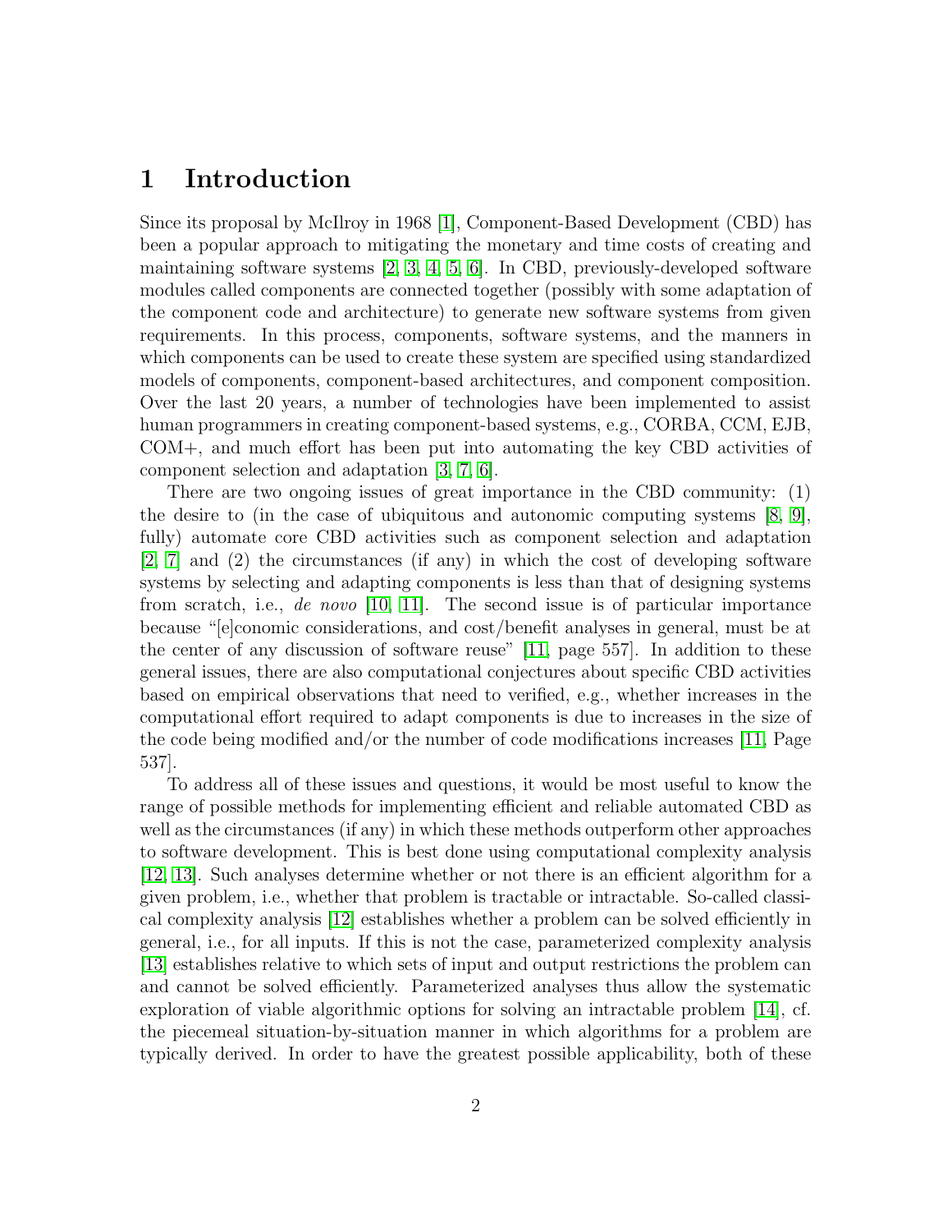# 1 Introduction

Since its proposal by McIlroy in 1968 [1], Component-Based Development (CBD) has been a popular approach to mitigating the monetary and time costs of creating and maintaining software systems [2, 3, 4, 5, 6]. In CBD, previously-developed software modules called components are connected together (possibly with some adaptation of the component code and architecture) to generate new software systems from given requirements. In this process, components, software systems, and the manners in which components can be used to create these system are specified using standardized models of components, component-based architectures, and component composition. Over the last 20 years, a number of technologies have been implemented to assist human programmers in creating component-based systems, e.g., CORBA, CCM, EJB, COM+, and much effort has been put into automating the key CBD activities of component selection and adaptation [3, 7, 6].

There are two ongoing issues of great importance in the CBD community: (1) the desire to (in the case of ubiquitous and autonomic computing systems [8, 9], fully) automate core CBD activities such as component selection and adaptation [2, 7] and (2) the circumstances (if any) in which the cost of developing software systems by selecting and adapting components is less than that of designing systems from scratch, i.e., *de novo* [10, 11]. The second issue is of particular importance because "[e]conomic considerations, and cost/benefit analyses in general, must be at the center of any discussion of software reuse" [11, page 557]. In addition to these general issues, there are also computational conjectures about specific CBD activities based on empirical observations that need to verified, e.g., whether increases in the computational effort required to adapt components is due to increases in the size of the code being modified and/or the number of code modifications increases [11, Page 537].

To address all of these issues and questions, it would be most useful to know the range of possible methods for implementing efficient and reliable automated CBD as well as the circumstances (if any) in which these methods outperform other approaches to software development. This is best done using computational complexity analysis [12, 13]. Such analyses determine whether or not there is an efficient algorithm for a given problem, i.e., whether that problem is tractable or intractable. So-called classical complexity analysis [12] establishes whether a problem can be solved efficiently in general, i.e., for all inputs. If this is not the case, parameterized complexity analysis [13] establishes relative to which sets of input and output restrictions the problem can and cannot be solved efficiently. Parameterized analyses thus allow the systematic exploration of viable algorithmic options for solving an intractable problem [14], cf. the piecemeal situation-by-situation manner in which algorithms for a problem are typically derived. In order to have the greatest possible applicability, both of these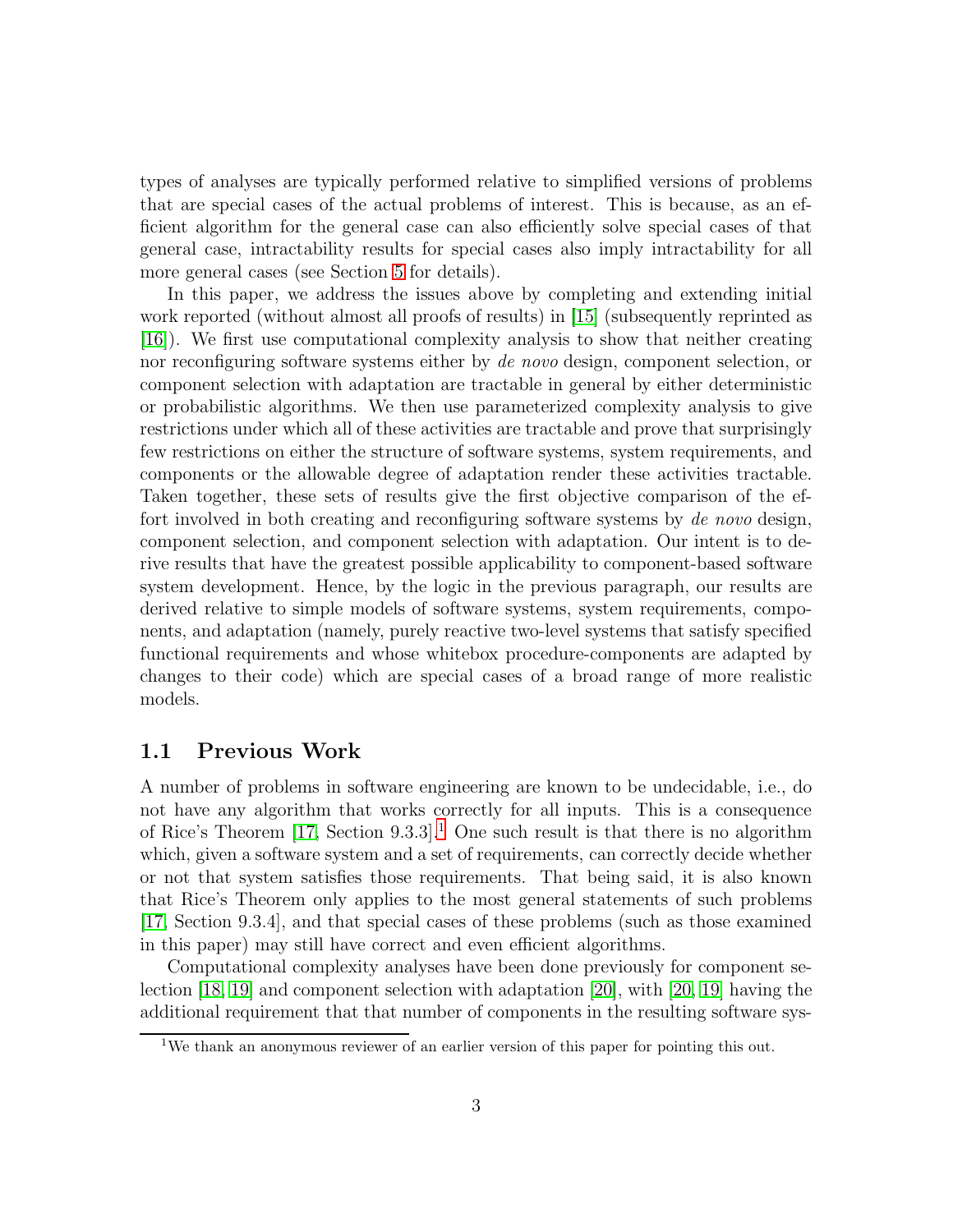types of analyses are typically performed relative to simplified versions of problems that are special cases of the actual problems of interest. This is because, as an efficient algorithm for the general case can also efficiently solve special cases of that general case, intractability results for special cases also imply intractability for all more general cases (see Section 5 for details).

In this paper, we address the issues above by completing and extending initial work reported (without almost all proofs of results) in [15] (subsequently reprinted as [16]). We first use computational complexity analysis to show that neither creating nor reconfiguring software systems either by *de novo* design, component selection, or component selection with adaptation are tractable in general by either deterministic or probabilistic algorithms. We then use parameterized complexity analysis to give restrictions under which all of these activities are tractable and prove that surprisingly few restrictions on either the structure of software systems, system requirements, and components or the allowable degree of adaptation render these activities tractable. Taken together, these sets of results give the first objective comparison of the effort involved in both creating and reconfiguring software systems by *de novo* design, component selection, and component selection with adaptation. Our intent is to derive results that have the greatest possible applicability to component-based software system development. Hence, by the logic in the previous paragraph, our results are derived relative to simple models of software systems, system requirements, components, and adaptation (namely, purely reactive two-level systems that satisfy specified functional requirements and whose whitebox procedure-components are adapted by changes to their code) which are special cases of a broad range of more realistic models.

## 1.1 Previous Work

A number of problems in software engineering are known to be undecidable, i.e., do not have any algorithm that works correctly for all inputs. This is a consequence of Rice's Theorem [17, Section 9.3.3].[1] One such result is that there is no algorithm which, given a software system and a set of requirements, can correctly decide whether or not that system satisfies those requirements. That being said, it is also known that Rice's Theorem only applies to the most general statements of such problems [17, Section 9.3.4], and that special cases of these problems (such as those examined in this paper) may still have correct and even efficient algorithms.

Computational complexity analyses have been done previously for component selection [18, 19] and component selection with adaptation [20], with [20, 19] having the additional requirement that that number of components in the resulting software sys-

[1] We thank an anonymous reviewer of an earlier version of this paper for pointing this out.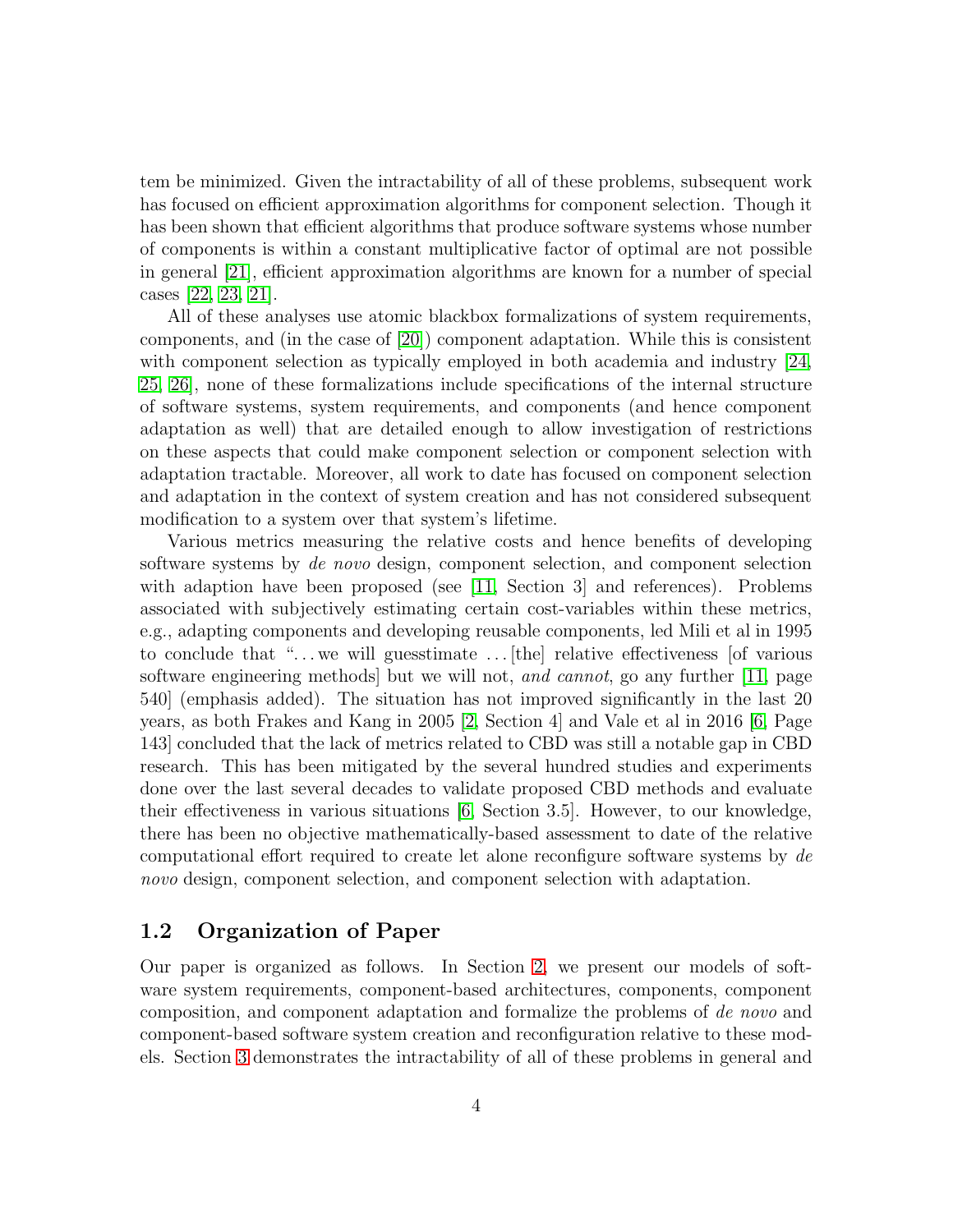tem be minimized. Given the intractability of all of these problems, subsequent work has focused on efficient approximation algorithms for component selection. Though it has been shown that efficient algorithms that produce software systems whose number of components is within a constant multiplicative factor of optimal are not possible in general [21], efficient approximation algorithms are known for a number of special cases [22, 23, 21].

All of these analyses use atomic blackbox formalizations of system requirements, components, and (in the case of [20]) component adaptation. While this is consistent with component selection as typically employed in both academia and industry [24, 25, 26], none of these formalizations include specifications of the internal structure of software systems, system requirements, and components (and hence component adaptation as well) that are detailed enough to allow investigation of restrictions on these aspects that could make component selection or component selection with adaptation tractable. Moreover, all work to date has focused on component selection and adaptation in the context of system creation and has not considered subsequent modification to a system over that system's lifetime.

Various metrics measuring the relative costs and hence benefits of developing software systems by *de novo* design, component selection, and component selection with adaption have been proposed (see [11, Section 3] and references). Problems associated with subjectively estimating certain cost-variables within these metrics, e.g., adapting components and developing reusable components, led Mili et al in 1995 to conclude that "...we will guesstimate ...[the] relative effectiveness [of various software engineering methods] but we will not, *and cannot*, go any further [11, page 540] (emphasis added). The situation has not improved significantly in the last 20 years, as both Frakes and Kang in 2005 [2, Section 4] and Vale et al in 2016 [6, Page 143] concluded that the lack of metrics related to CBD was still a notable gap in CBD research. This has been mitigated by the several hundred studies and experiments done over the last several decades to validate proposed CBD methods and evaluate their effectiveness in various situations [6, Section 3.5]. However, to our knowledge, there has been no objective mathematically-based assessment to date of the relative computational effort required to create let alone reconfigure software systems by *de novo* design, component selection, and component selection with adaptation.

### 1.2 Organization of Paper

Our paper is organized as follows. In Section 2, we present our models of software system requirements, component-based architectures, components, component composition, and component adaptation and formalize the problems of *de novo* and component-based software system creation and reconfiguration relative to these models. Section 3 demonstrates the intractability of all of these problems in general and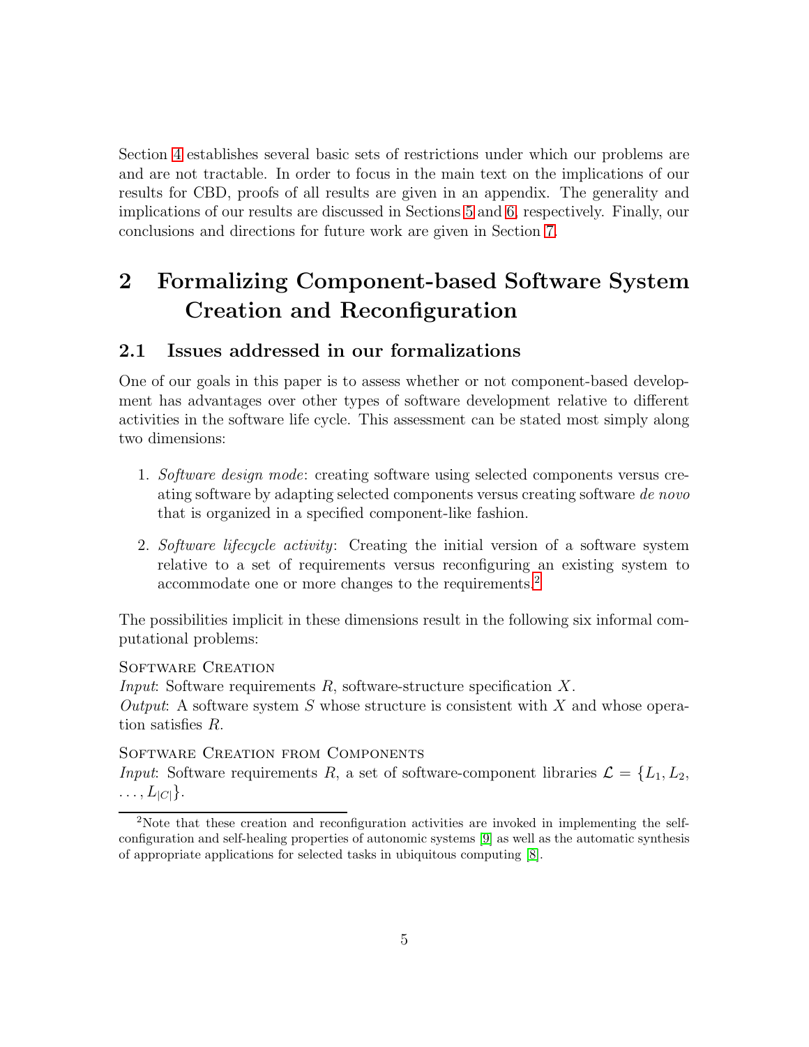Section 4 establishes several basic sets of restrictions under which our problems are and are not tractable. In order to focus in the main text on the implications of our results for CBD, proofs of all results are given in an appendix. The generality and implications of our results are discussed in Sections 5 and 6, respectively. Finally, our conclusions and directions for future work are given in Section 7.

# 2 Formalizing Component-based Software System Creation and Reconfiguration

## 2.1 Issues addressed in our formalizations

One of our goals in this paper is to assess whether or not component-based development has advantages over other types of software development relative to different activities in the software life cycle. This assessment can be stated most simply along two dimensions:

1. *Software design mode*: creating software using selected components versus creating software by adapting selected components versus creating software *de novo* that is organized in a specified component-like fashion.
2. *Software lifecycle activity*: Creating the initial version of a software system relative to a set of requirements versus reconfiguring an existing system to accommodate one or more changes to the requirements.[2]

The possibilities implicit in these dimensions result in the following six informal computational problems:

SOFTWARE CREATION
*Input*: Software requirements $R$, software-structure specification $X$.
*Output*: A software system $S$ whose structure is consistent with $X$ and whose operation satisfies $R$.

SOFTWARE CREATION FROM COMPONENTS
*Input*: Software requirements $R$, a set of software-component libraries $\mathcal{L} = \{L_1, L_2, \ldots, L_{|C|}\}$.

[2]Note that these creation and reconfiguration activities are invoked in implementing the self-configuration and self-healing properties of autonomic systems [9] as well as the automatic synthesis of appropriate applications for selected tasks in ubiquitous computing [8].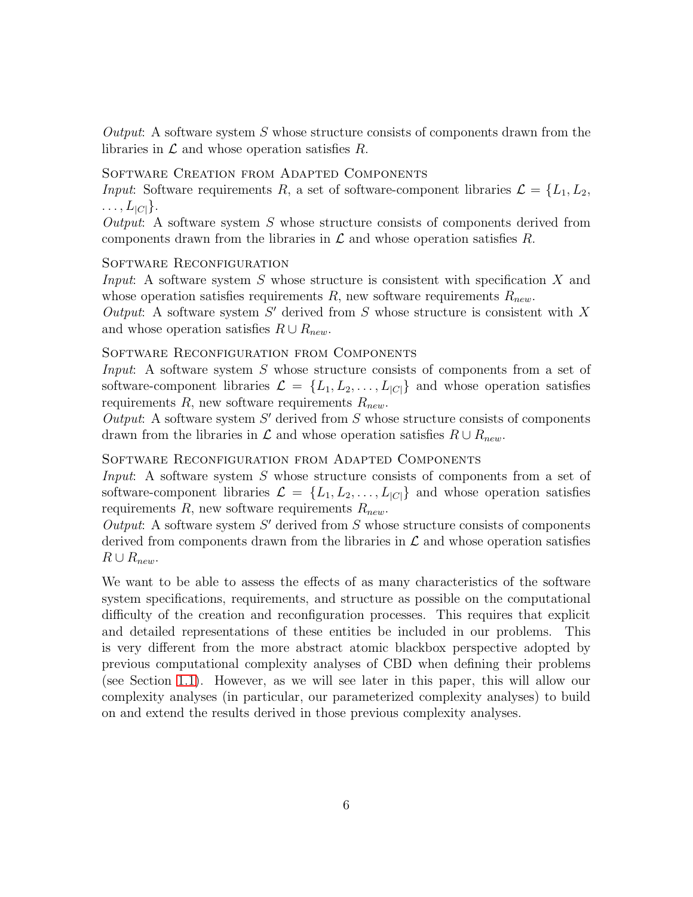*Output*: A software system $S$ whose structure consists of components drawn from the libraries in $\mathcal{L}$ and whose operation satisfies $R$.

SOFTWARE CREATION FROM ADAPTED COMPONENTS
*Input*: Software requirements $R$, a set of software-component libraries $\mathcal{L} = \{L_1, L_2, \ldots, L_{|C|}\}$.
*Output*: A software system $S$ whose structure consists of components derived from components drawn from the libraries in $\mathcal{L}$ and whose operation satisfies $R$.

SOFTWARE RECONFIGURATION
*Input*: A software system $S$ whose structure is consistent with specification $X$ and whose operation satisfies requirements $R$, new software requirements $R_{new}$.
*Output*: A software system $S'$ derived from $S$ whose structure is consistent with $X$ and whose operation satisfies $R \cup R_{new}$.

SOFTWARE RECONFIGURATION FROM COMPONENTS
*Input*: A software system $S$ whose structure consists of components from a set of software-component libraries $\mathcal{L} = \{L_1, L_2, \ldots, L_{|C|}\}$ and whose operation satisfies requirements $R$, new software requirements $R_{new}$.
*Output*: A software system $S'$ derived from $S$ whose structure consists of components drawn from the libraries in $\mathcal{L}$ and whose operation satisfies $R \cup R_{new}$.

SOFTWARE RECONFIGURATION FROM ADAPTED COMPONENTS
*Input*: A software system $S$ whose structure consists of components from a set of software-component libraries $\mathcal{L} = \{L_1, L_2, \ldots, L_{|C|}\}$ and whose operation satisfies requirements $R$, new software requirements $R_{new}$.
*Output*: A software system $S'$ derived from $S$ whose structure consists of components derived from components drawn from the libraries in $\mathcal{L}$ and whose operation satisfies $R \cup R_{new}$.

We want to be able to assess the effects of as many characteristics of the software system specifications, requirements, and structure as possible on the computational difficulty of the creation and reconfiguration processes. This requires that explicit and detailed representations of these entities be included in our problems. This is very different from the more abstract atomic blackbox perspective adopted by previous computational complexity analyses of CBD when defining their problems (see Section 1.1). However, as we will see later in this paper, this will allow our complexity analyses (in particular, our parameterized complexity analyses) to build on and extend the results derived in those previous complexity analyses.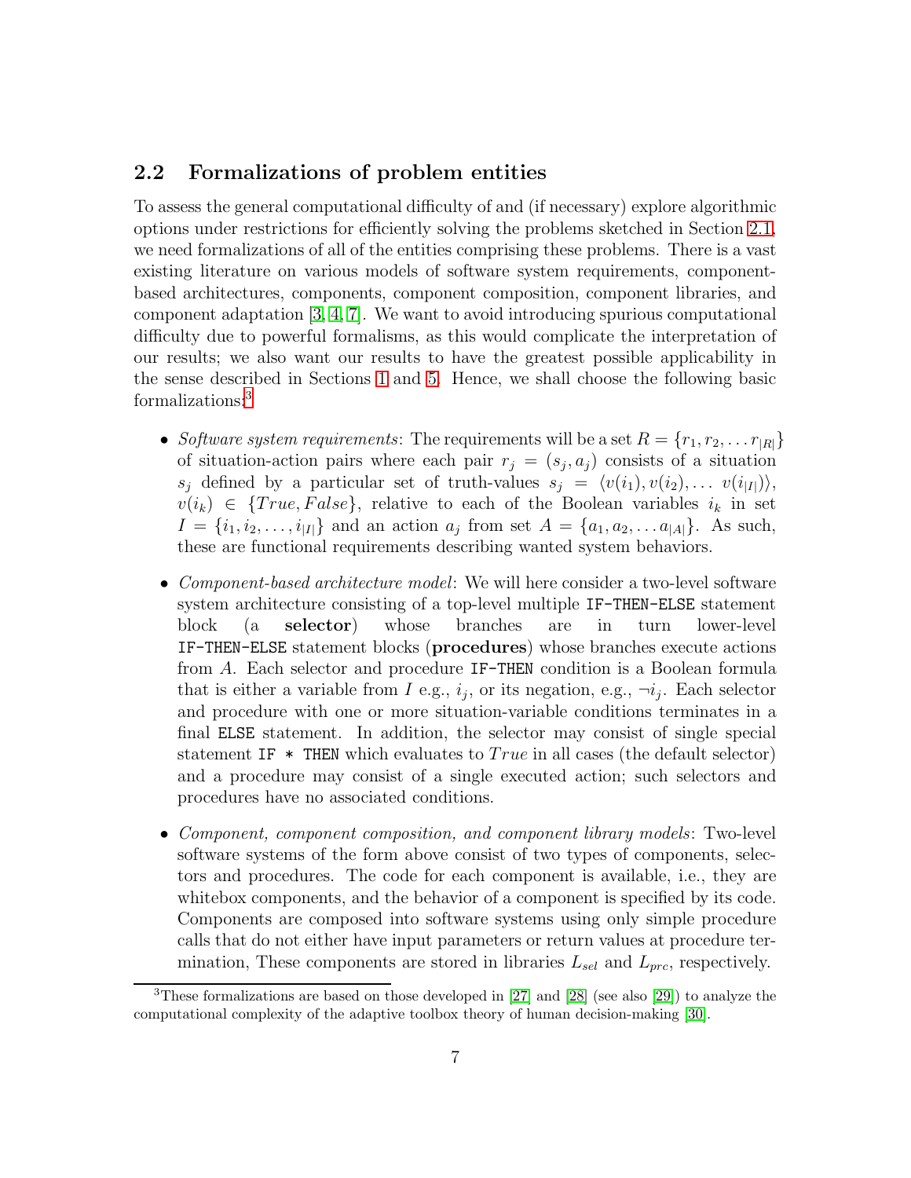## 2.2 Formalizations of problem entities

To assess the general computational difficulty of and (if necessary) explore algorithmic options under restrictions for efficiently solving the problems sketched in Section 2.1, we need formalizations of all of the entities comprising these problems. There is a vast existing literature on various models of software system requirements, component-based architectures, components, component composition, component libraries, and component adaptation [3, 4, 7]. We want to avoid introducing spurious computational difficulty due to powerful formalisms, as this would complicate the interpretation of our results; we also want our results to have the greatest possible applicability in the sense described in Sections 1 and 5. Hence, we shall choose the following basic formalizations:[3]

- *Software system requirements*: The requirements will be a set $R = \{r_1, r_2, \ldots r_{|R|}\}$ of situation-action pairs where each pair $r_j = (s_j, a_j)$ consists of a situation $s_j$ defined by a particular set of truth-values $s_j = \langle v(i_1), v(i_2), \ldots\ v(i_{|I|})\rangle$, $v(i_k) \in \{True, False\}$, relative to each of the Boolean variables $i_k$ in set $I = \{i_1, i_2, \ldots, i_{|I|}\}$ and an action $a_j$ from set $A = \{a_1, a_2, \ldots a_{|A|}\}$. As such, these are functional requirements describing wanted system behaviors.

- *Component-based architecture model*: We will here consider a two-level software system architecture consisting of a top-level multiple `IF-THEN-ELSE` statement block (a **selector**) whose branches are in turn lower-level `IF-THEN-ELSE` statement blocks (**procedures**) whose branches execute actions from $A$. Each selector and procedure `IF-THEN` condition is a Boolean formula that is either a variable from $I$ e.g., $i_j$, or its negation, e.g., $\neg i_j$. Each selector and procedure with one or more situation-variable conditions terminates in a final `ELSE` statement. In addition, the selector may consist of single special statement `IF * THEN` which evaluates to $True$ in all cases (the default selector) and a procedure may consist of a single executed action; such selectors and procedures have no associated conditions.

- *Component, component composition, and component library models*: Two-level software systems of the form above consist of two types of components, selectors and procedures. The code for each component is available, i.e., they are whitebox components, and the behavior of a component is specified by its code. Components are composed into software systems using only simple procedure calls that do not either have input parameters or return values at procedure termination, These components are stored in libraries $L_{sel}$ and $L_{prc}$, respectively.

[3] These formalizations are based on those developed in [27] and [28] (see also [29]) to analyze the computational complexity of the adaptive toolbox theory of human decision-making [30].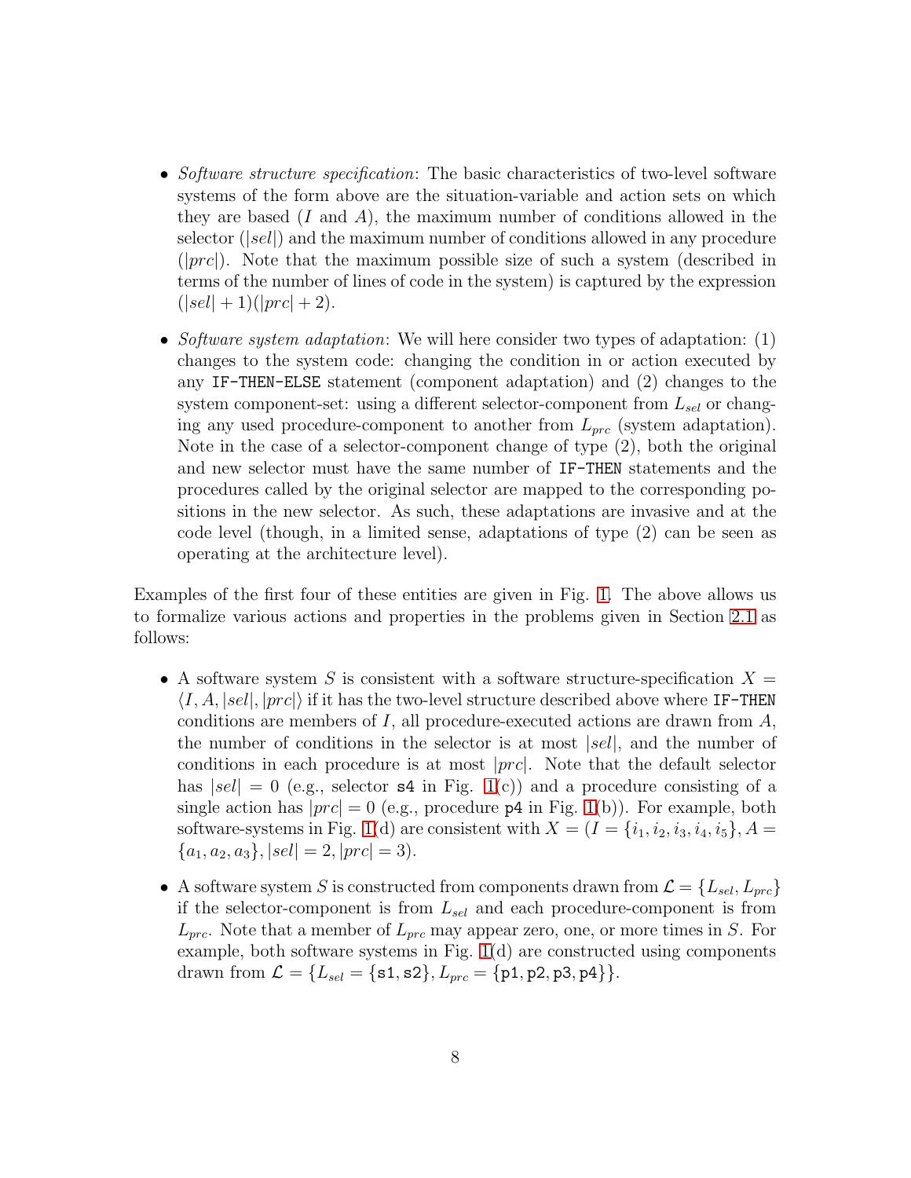- *Software structure specification*: The basic characteristics of two-level software systems of the form above are the situation-variable and action sets on which they are based ($I$ and $A$), the maximum number of conditions allowed in the selector ($|sel|$) and the maximum number of conditions allowed in any procedure ($|prc|$). Note that the maximum possible size of such a system (described in terms of the number of lines of code in the system) is captured by the expression $(|sel| + 1)(|prc| + 2)$.

- *Software system adaptation*: We will here consider two types of adaptation: (1) changes to the system code: changing the condition in or action executed by any `IF-THEN-ELSE` statement (component adaptation) and (2) changes to the system component-set: using a different selector-component from $L_{sel}$ or changing any used procedure-component to another from $L_{prc}$ (system adaptation). Note in the case of a selector-component change of type (2), both the original and new selector must have the same number of `IF-THEN` statements and the procedures called by the original selector are mapped to the corresponding positions in the new selector. As such, these adaptations are invasive and at the code level (though, in a limited sense, adaptations of type (2) can be seen as operating at the architecture level).

Examples of the first four of these entities are given in Fig. 1. The above allows us to formalize various actions and properties in the problems given in Section 2.1 as follows:

- A software system $S$ is consistent with a software structure-specification $X = \langle I, A, |sel|, |prc| \rangle$ if it has the two-level structure described above where `IF-THEN` conditions are members of $I$, all procedure-executed actions are drawn from $A$, the number of conditions in the selector is at most $|sel|$, and the number of conditions in each procedure is at most $|prc|$. Note that the default selector has $|sel| = 0$ (e.g., selector `s4` in Fig. 1(c)) and a procedure consisting of a single action has $|prc| = 0$ (e.g., procedure `p4` in Fig. 1(b)). For example, both software-systems in Fig. 1(d) are consistent with $X = (I = \{i_1, i_2, i_3, i_4, i_5\}, A = \{a_1, a_2, a_3\}, |sel| = 2, |prc| = 3)$.

- A software system $S$ is constructed from components drawn from $\mathcal{L} = \{L_{sel}, L_{prc}\}$ if the selector-component is from $L_{sel}$ and each procedure-component is from $L_{prc}$. Note that a member of $L_{prc}$ may appear zero, one, or more times in $S$. For example, both software systems in Fig. 1(d) are constructed using components drawn from $\mathcal{L} = \{L_{sel} = \{\texttt{s1}, \texttt{s2}\}, L_{prc} = \{\texttt{p1}, \texttt{p2}, \texttt{p3}, \texttt{p4}\}\}$.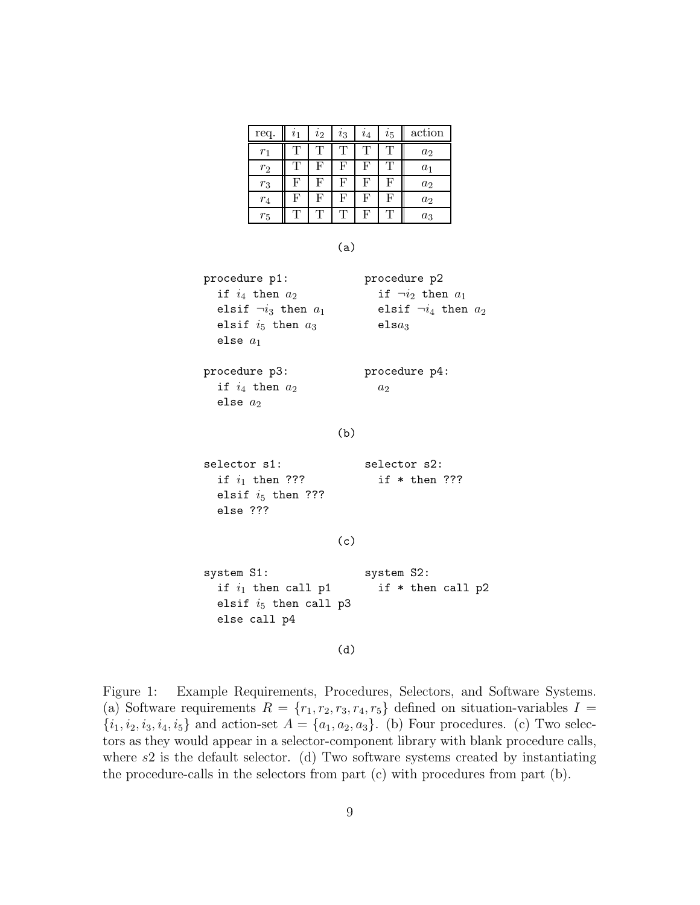| req. | $i_1$ | $i_2$ | $i_3$ | $i_4$ | $i_5$ | action |
|---|---|---|---|---|---|---|
| $r_1$ | T | T | T | T | T | $a_2$ |
| $r_2$ | T | F | F | F | T | $a_1$ |
| $r_3$ | F | F | F | F | F | $a_2$ |
| $r_4$ | F | F | F | F | F | $a_2$ |
| $r_5$ | T | T | T | F | T | $a_3$ |

(a)

```
procedure p1:
  if i4 then a2
  elsif ¬i3 then a1
  elsif i5 then a3
  else a1
```

```
procedure p2
  if ¬i2 then a1
  elsif ¬i4 then a2
  elsa3
```

```
procedure p3:
  if i4 then a2
  else a2
```

```
procedure p4:
  a2
```

(b)

```
selector s1:
  if i1 then ???
  elsif i5 then ???
  else ???
```

```
selector s2:
  if * then ???
```

(c)

```
system S1:
  if i1 then call p1
  elsif i5 then call p3
  else call p4
```

```
system S2:
  if * then call p2
```

(d)

Figure 1: Example Requirements, Procedures, Selectors, and Software Systems. (a) Software requirements $R = \{r_1, r_2, r_3, r_4, r_5\}$ defined on situation-variables $I = \{i_1, i_2, i_3, i_4, i_5\}$ and action-set $A = \{a_1, a_2, a_3\}$. (b) Four procedures. (c) Two selectors as they would appear in a selector-component library with blank procedure calls, where $s2$ is the default selector. (d) Two software systems created by instantiating the procedure-calls in the selectors from part (c) with procedures from part (b).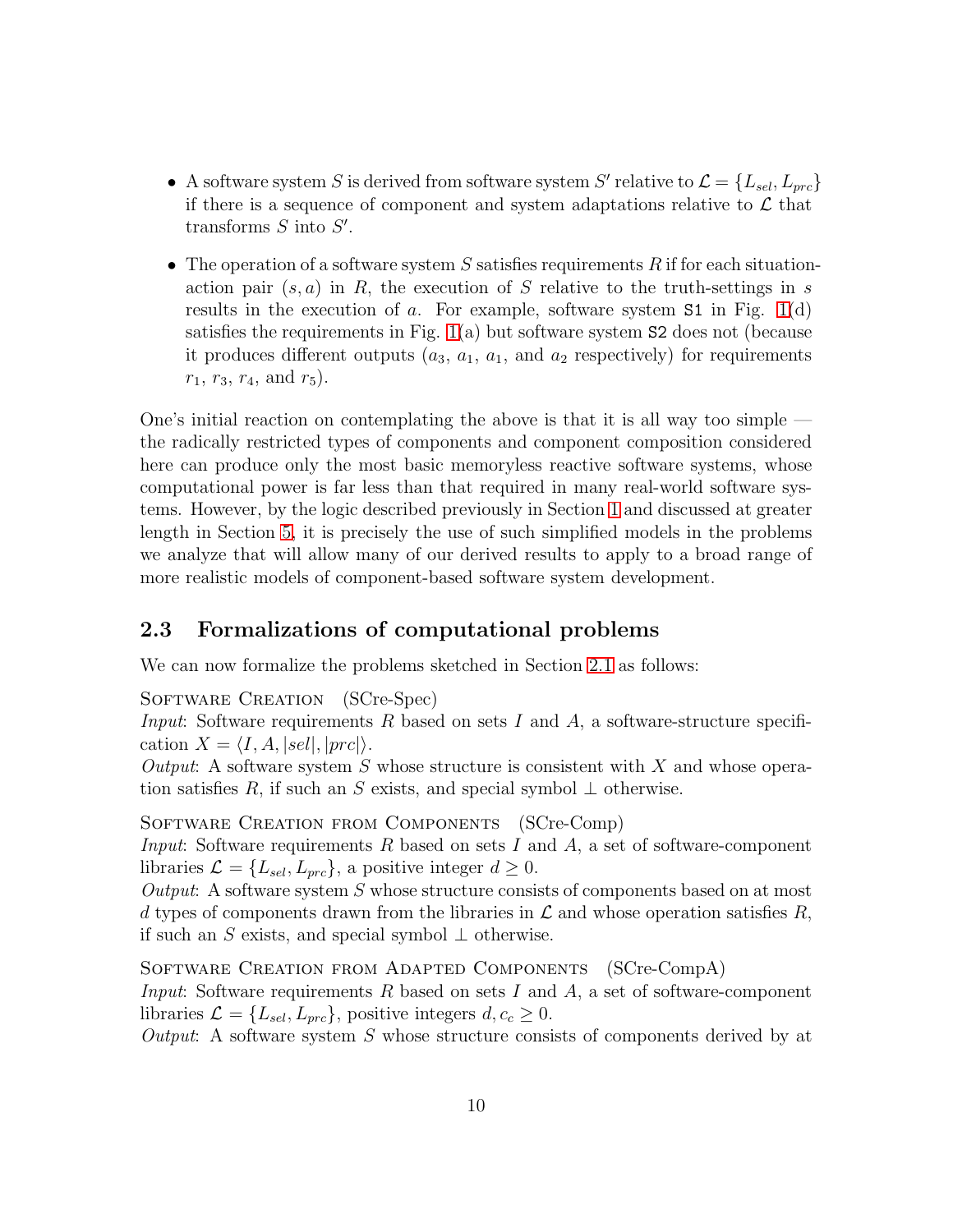- A software system $S$ is derived from software system $S'$ relative to $\mathcal{L} = \{L_{sel}, L_{prc}\}$ if there is a sequence of component and system adaptations relative to $\mathcal{L}$ that transforms $S$ into $S'$.

- The operation of a software system $S$ satisfies requirements $R$ if for each situation-action pair $(s, a)$ in $R$, the execution of $S$ relative to the truth-settings in $s$ results in the execution of $a$. For example, software system `S1` in Fig. 1(d) satisfies the requirements in Fig. 1(a) but software system `S2` does not (because it produces different outputs ($a_3$, $a_1$, $a_1$, and $a_2$ respectively) for requirements $r_1$, $r_3$, $r_4$, and $r_5$).

One's initial reaction on contemplating the above is that it is all way too simple — the radically restricted types of components and component composition considered here can produce only the most basic memoryless reactive software systems, whose computational power is far less than that required in many real-world software systems. However, by the logic described previously in Section 1 and discussed at greater length in Section 5, it is precisely the use of such simplified models in the problems we analyze that will allow many of our derived results to apply to a broad range of more realistic models of component-based software system development.

## 2.3 Formalizations of computational problems

We can now formalize the problems sketched in Section 2.1 as follows:

Software Creation (SCre-Spec)
*Input*: Software requirements $R$ based on sets $I$ and $A$, a software-structure specification $X = \langle I, A, |sel|, |prc| \rangle$.
*Output*: A software system $S$ whose structure is consistent with $X$ and whose operation satisfies $R$, if such an $S$ exists, and special symbol $\perp$ otherwise.

Software Creation from Components (SCre-Comp)
*Input*: Software requirements $R$ based on sets $I$ and $A$, a set of software-component libraries $\mathcal{L} = \{L_{sel}, L_{prc}\}$, a positive integer $d \geq 0$.
*Output*: A software system $S$ whose structure consists of components based on at most $d$ types of components drawn from the libraries in $\mathcal{L}$ and whose operation satisfies $R$, if such an $S$ exists, and special symbol $\perp$ otherwise.

Software Creation from Adapted Components (SCre-CompA)
*Input*: Software requirements $R$ based on sets $I$ and $A$, a set of software-component libraries $\mathcal{L} = \{L_{sel}, L_{prc}\}$, positive integers $d, c_c \geq 0$.
*Output*: A software system $S$ whose structure consists of components derived by at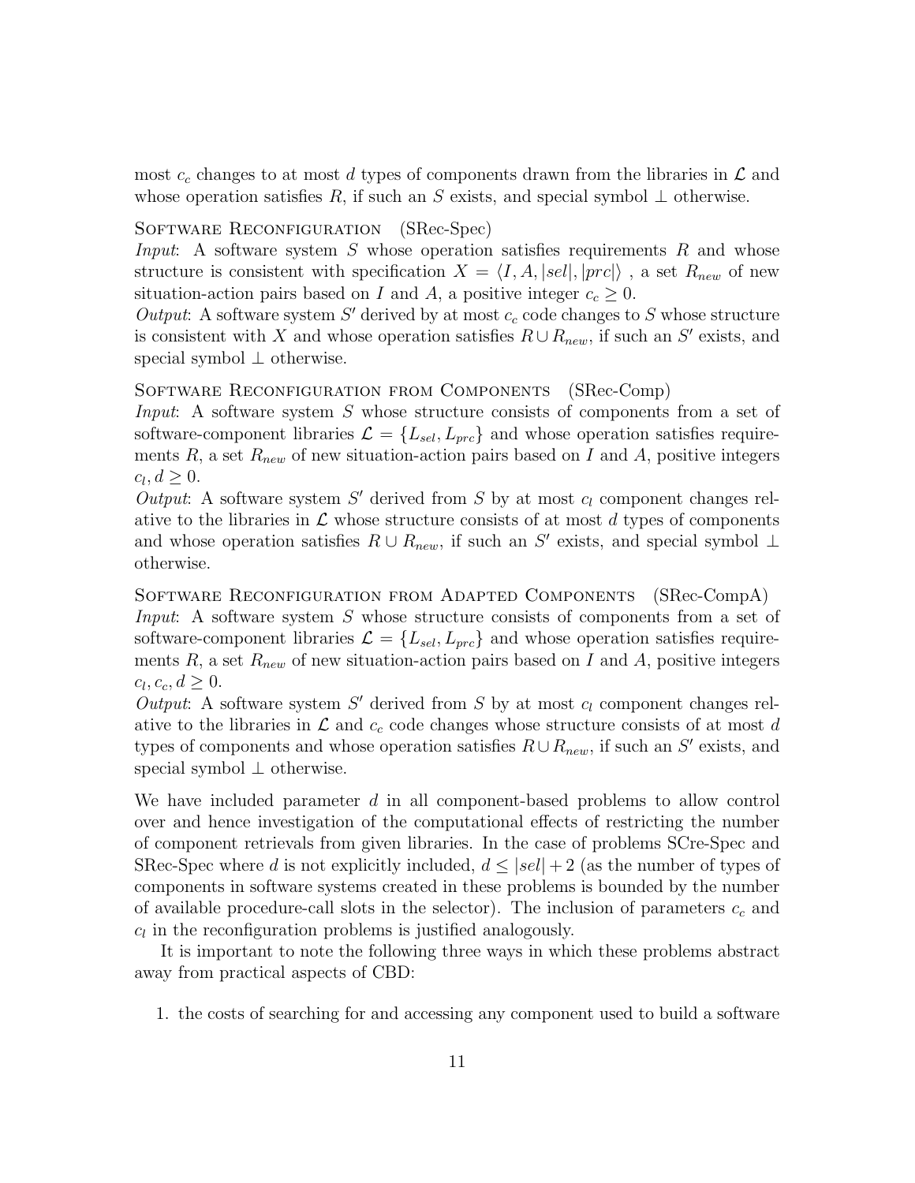most $c_c$ changes to at most $d$ types of components drawn from the libraries in $\mathcal{L}$ and whose operation satisfies $R$, if such an $S$ exists, and special symbol $\bot$ otherwise.

Software Reconfiguration (SRec-Spec)
*Input*: A software system $S$ whose operation satisfies requirements $R$ and whose structure is consistent with specification $X = \langle I, A, |sel|, |prc| \rangle$ , a set $R_{new}$ of new situation-action pairs based on $I$ and $A$, a positive integer $c_c \geq 0$.
*Output*: A software system $S'$ derived by at most $c_c$ code changes to $S$ whose structure is consistent with $X$ and whose operation satisfies $R \cup R_{new}$, if such an $S'$ exists, and special symbol $\bot$ otherwise.

Software Reconfiguration from Components (SRec-Comp)
*Input*: A software system $S$ whose structure consists of components from a set of software-component libraries $\mathcal{L} = \{L_{sel}, L_{prc}\}$ and whose operation satisfies requirements $R$, a set $R_{new}$ of new situation-action pairs based on $I$ and $A$, positive integers $c_l, d \geq 0$.
*Output*: A software system $S'$ derived from $S$ by at most $c_l$ component changes relative to the libraries in $\mathcal{L}$ whose structure consists of at most $d$ types of components and whose operation satisfies $R \cup R_{new}$, if such an $S'$ exists, and special symbol $\bot$ otherwise.

Software Reconfiguration from Adapted Components (SRec-CompA)
*Input*: A software system $S$ whose structure consists of components from a set of software-component libraries $\mathcal{L} = \{L_{sel}, L_{prc}\}$ and whose operation satisfies requirements $R$, a set $R_{new}$ of new situation-action pairs based on $I$ and $A$, positive integers $c_l, c_c, d \geq 0$.
*Output*: A software system $S'$ derived from $S$ by at most $c_l$ component changes relative to the libraries in $\mathcal{L}$ and $c_c$ code changes whose structure consists of at most $d$ types of components and whose operation satisfies $R \cup R_{new}$, if such an $S'$ exists, and special symbol $\bot$ otherwise.

We have included parameter $d$ in all component-based problems to allow control over and hence investigation of the computational effects of restricting the number of component retrievals from given libraries. In the case of problems SCre-Spec and SRec-Spec where $d$ is not explicitly included, $d \leq |sel| + 2$ (as the number of types of components in software systems created in these problems is bounded by the number of available procedure-call slots in the selector). The inclusion of parameters $c_c$ and $c_l$ in the reconfiguration problems is justified analogously.

It is important to note the following three ways in which these problems abstract away from practical aspects of CBD:

1. the costs of searching for and accessing any component used to build a software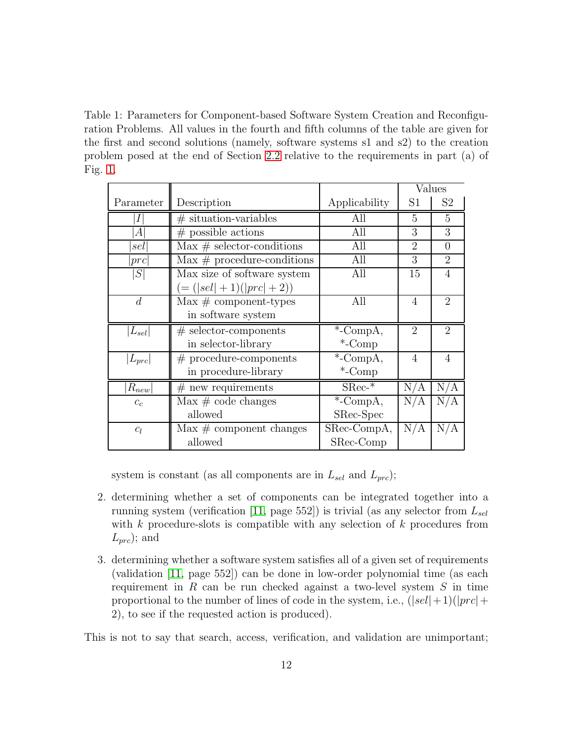Table 1: Parameters for Component-based Software System Creation and Reconfiguration Problems. All values in the fourth and fifth columns of the table are given for the first and second solutions (namely, software systems s1 and s2) to the creation problem posed at the end of Section 2.2 relative to the requirements in part (a) of Fig. 1.

| Parameter | Description | Applicability | Values | |
|---|---|---|---|---|
| | | | S1 | S2 |
| $\|I\|$ | # situation-variables | All | 5 | 5 |
| $\|A\|$ | # possible actions | All | 3 | 3 |
| $\|sel\|$ | Max # selector-conditions | All | 2 | 0 |
| $\|prc\|$ | Max # procedure-conditions | All | 3 | 2 |
| $\|S\|$ | Max size of software system $(= (\|sel\| + 1)(\|prc\| + 2))$ | All | 15 | 4 |
| $d$ | Max # component-types in software system | All | 4 | 2 |
| $\|L_{sel}\|$ | # selector-components in selector-library | *-CompA, *-Comp | 2 | 2 |
| $\|L_{prc}\|$ | # procedure-components in procedure-library | *-CompA, *-Comp | 4 | 4 |
| $\|R_{new}\|$ | # new requirements | SRec-* | N/A | N/A |
| $c_c$ | Max # code changes allowed | *-CompA, SRec-Spec | N/A | N/A |
| $c_l$ | Max # component changes allowed | SRec-CompA, SRec-Comp | N/A | N/A |

system is constant (as all components are in $L_{sel}$ and $L_{prc}$);

2. determining whether a set of components can be integrated together into a running system (verification [11, page 552]) is trivial (as any selector from $L_{sel}$ with $k$ procedure-slots is compatible with any selection of $k$ procedures from $L_{prc}$); and

3. determining whether a software system satisfies all of a given set of requirements (validation [11, page 552]) can be done in low-order polynomial time (as each requirement in $R$ can be run checked against a two-level system $S$ in time proportional to the number of lines of code in the system, i.e., $(|sel|+1)(|prc|+2)$, to see if the requested action is produced).

This is not to say that search, access, verification, and validation are unimportant;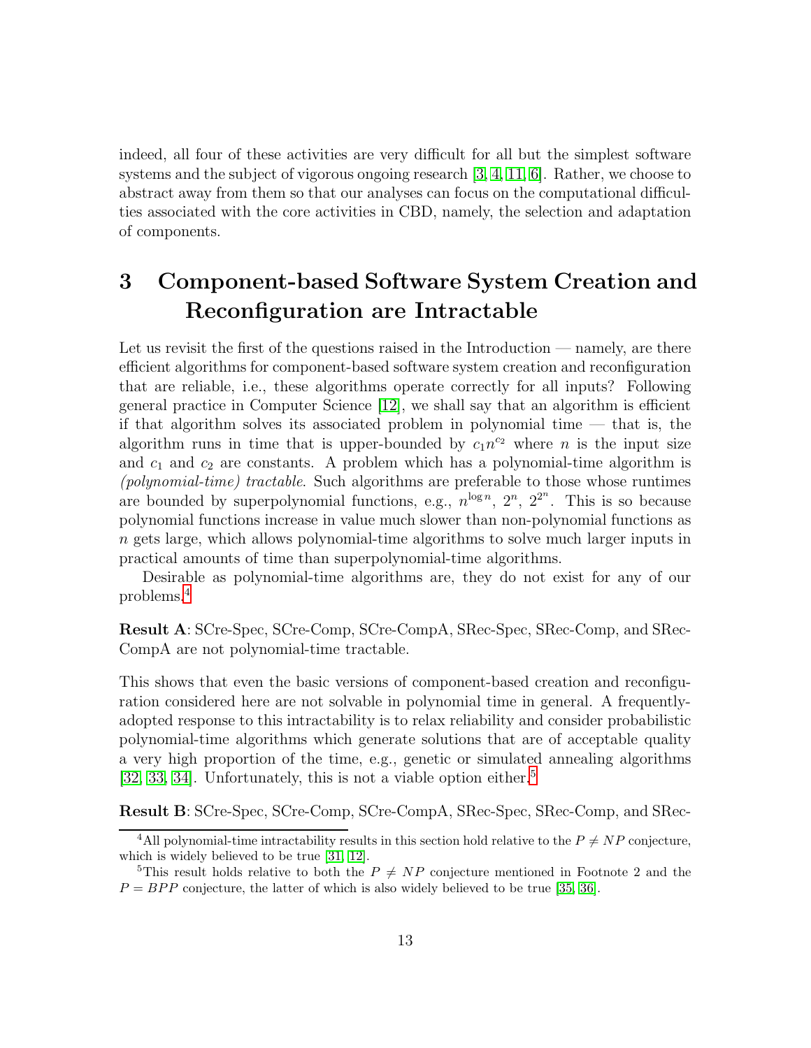indeed, all four of these activities are very difficult for all but the simplest software systems and the subject of vigorous ongoing research [3, 4, 11, 6]. Rather, we choose to abstract away from them so that our analyses can focus on the computational difficulties associated with the core activities in CBD, namely, the selection and adaptation of components.

# 3 Component-based Software System Creation and Reconfiguration are Intractable

Let us revisit the first of the questions raised in the Introduction — namely, are there efficient algorithms for component-based software system creation and reconfiguration that are reliable, i.e., these algorithms operate correctly for all inputs? Following general practice in Computer Science [12], we shall say that an algorithm is efficient if that algorithm solves its associated problem in polynomial time — that is, the algorithm runs in time that is upper-bounded by $c_1 n^{c_2}$ where $n$ is the input size and $c_1$ and $c_2$ are constants. A problem which has a polynomial-time algorithm is *(polynomial-time) tractable*. Such algorithms are preferable to those whose runtimes are bounded by superpolynomial functions, e.g., $n^{\log n}$, $2^n$, $2^{2^n}$. This is so because polynomial functions increase in value much slower than non-polynomial functions as $n$ gets large, which allows polynomial-time algorithms to solve much larger inputs in practical amounts of time than superpolynomial-time algorithms.

Desirable as polynomial-time algorithms are, they do not exist for any of our problems.[4]

**Result A**: SCre-Spec, SCre-Comp, SCre-CompA, SRec-Spec, SRec-Comp, and SRec-CompA are not polynomial-time tractable.

This shows that even the basic versions of component-based creation and reconfiguration considered here are not solvable in polynomial time in general. A frequently-adopted response to this intractability is to relax reliability and consider probabilistic polynomial-time algorithms which generate solutions that are of acceptable quality a very high proportion of the time, e.g., genetic or simulated annealing algorithms [32, 33, 34]. Unfortunately, this is not a viable option either.[5]

**Result B**: SCre-Spec, SCre-Comp, SCre-CompA, SRec-Spec, SRec-Comp, and SRec-

[4] All polynomial-time intractability results in this section hold relative to the $P \neq NP$ conjecture, which is widely believed to be true [31, 12].

[5] This result holds relative to both the $P \neq NP$ conjecture mentioned in Footnote 2 and the $P = BPP$ conjecture, the latter of which is also widely believed to be true [35, 36].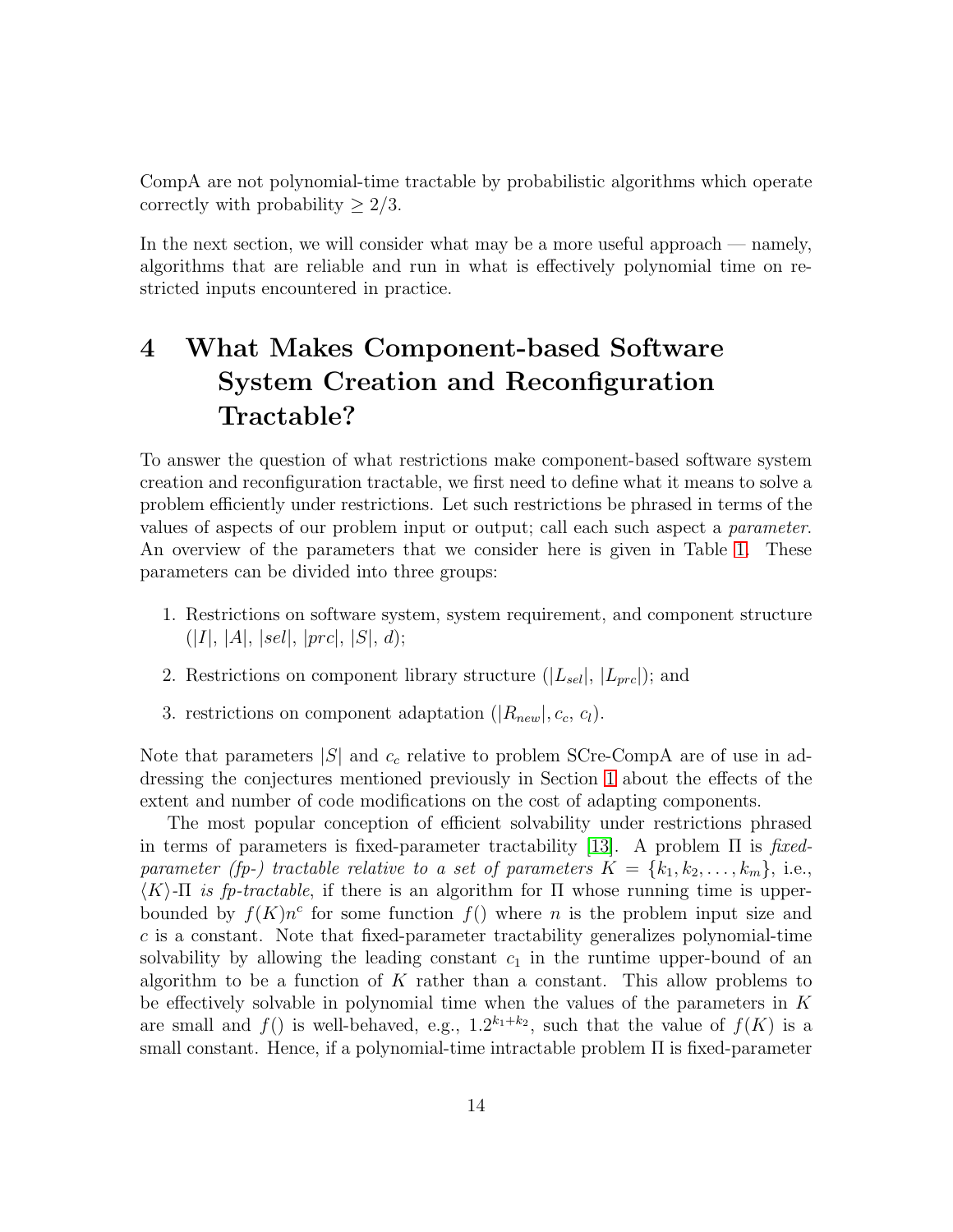CompA are not polynomial-time tractable by probabilistic algorithms which operate correctly with probability $\geq 2/3$.

In the next section, we will consider what may be a more useful approach — namely, algorithms that are reliable and run in what is effectively polynomial time on restricted inputs encountered in practice.

# 4 What Makes Component-based Software System Creation and Reconfiguration Tractable?

To answer the question of what restrictions make component-based software system creation and reconfiguration tractable, we first need to define what it means to solve a problem efficiently under restrictions. Let such restrictions be phrased in terms of the values of aspects of our problem input or output; call each such aspect a *parameter*. An overview of the parameters that we consider here is given in Table 1. These parameters can be divided into three groups:

1. Restrictions on software system, system requirement, and component structure ($|I|$, $|A|$, $|sel|$, $|prc|$, $|S|$, $d$);
2. Restrictions on component library structure ($|L_{sel}|$, $|L_{prc}|$); and
3. restrictions on component adaptation ($|R_{new}|, c_c, c_l$).

Note that parameters $|S|$ and $c_c$ relative to problem SCre-CompA are of use in addressing the conjectures mentioned previously in Section 1 about the effects of the extent and number of code modifications on the cost of adapting components.

The most popular conception of efficient solvability under restrictions phrased in terms of parameters is fixed-parameter tractability [13]. A problem $\Pi$ is *fixed-parameter (fp-) tractable relative to a set of parameters* $K = \{k_1, k_2, \ldots, k_m\}$, i.e., $\langle K \rangle$-$\Pi$ *is fp-tractable*, if there is an algorithm for $\Pi$ whose running time is upper-bounded by $f(K)n^c$ for some function $f()$ where $n$ is the problem input size and $c$ is a constant. Note that fixed-parameter tractability generalizes polynomial-time solvability by allowing the leading constant $c_1$ in the runtime upper-bound of an algorithm to be a function of $K$ rather than a constant. This allow problems to be effectively solvable in polynomial time when the values of the parameters in $K$ are small and $f()$ is well-behaved, e.g., $1.2^{k_1+k_2}$, such that the value of $f(K)$ is a small constant. Hence, if a polynomial-time intractable problem $\Pi$ is fixed-parameter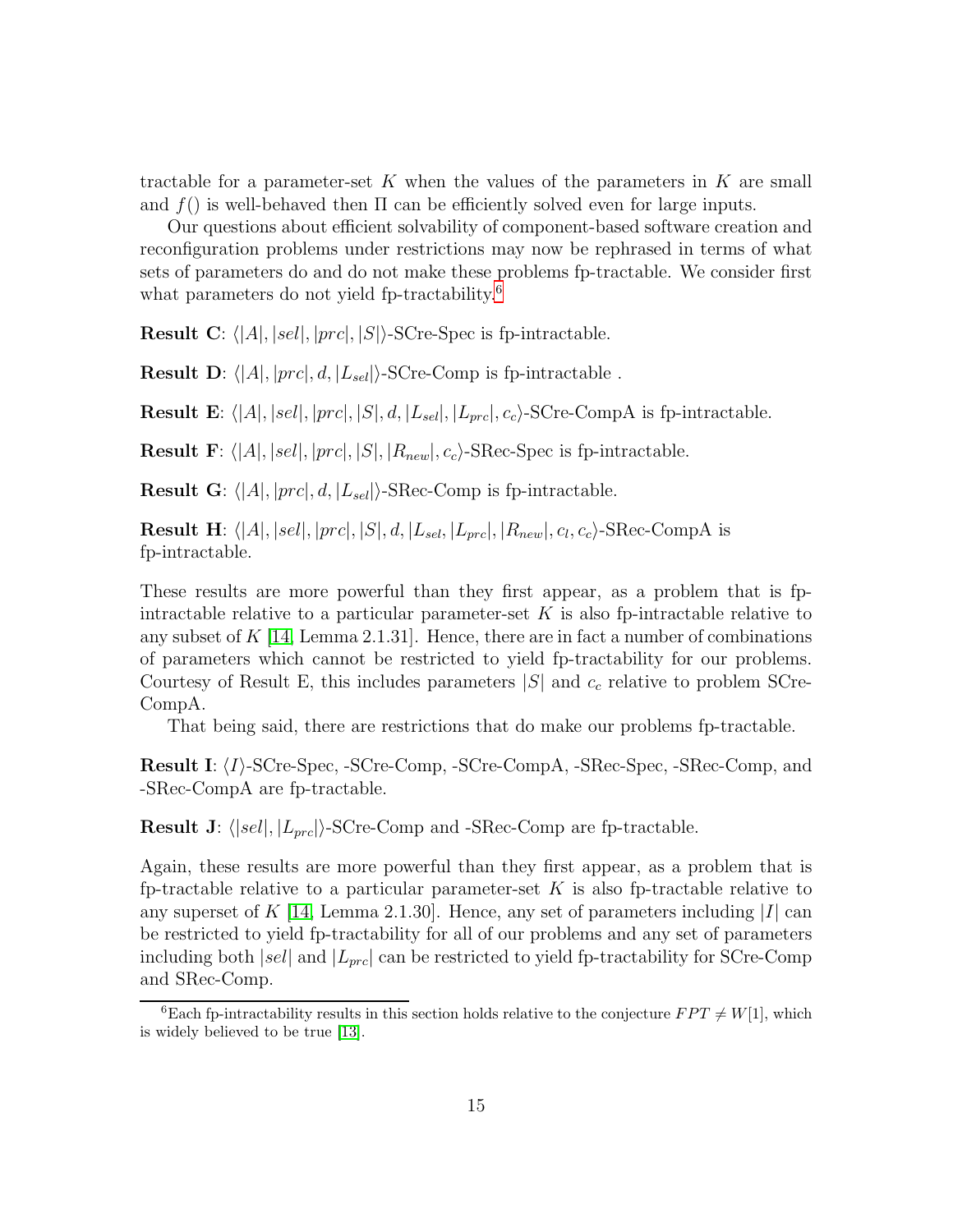tractable for a parameter-set $K$ when the values of the parameters in $K$ are small and $f()$ is well-behaved then $\Pi$ can be efficiently solved even for large inputs.

Our questions about efficient solvability of component-based software creation and reconfiguration problems under restrictions may now be rephrased in terms of what sets of parameters do and do not make these problems fp-tractable. We consider first what parameters do not yield fp-tractability.[6]

**Result C**: $\langle |A|, |sel|, |prc|, |S| \rangle$-SCre-Spec is fp-intractable.

**Result D**: $\langle |A|, |prc|, d, |L_{sel}| \rangle$-SCre-Comp is fp-intractable .

**Result E**: $\langle |A|, |sel|, |prc|, |S|, d, |L_{sel}|, |L_{prc}|, c_c \rangle$-SCre-CompA is fp-intractable.

**Result F**: $\langle |A|, |sel|, |prc|, |S|, |R_{new}|, c_c \rangle$-SRec-Spec is fp-intractable.

**Result G**: $\langle |A|, |prc|, d, |L_{sel}| \rangle$-SRec-Comp is fp-intractable.

**Result H**: $\langle |A|, |sel|, |prc|, |S|, d, |L_{sel}, |L_{prc}|, |R_{new}|, c_l, c_c \rangle$-SRec-CompA is fp-intractable.

These results are more powerful than they first appear, as a problem that is fp-intractable relative to a particular parameter-set $K$ is also fp-intractable relative to any subset of $K$ [14, Lemma 2.1.31]. Hence, there are in fact a number of combinations of parameters which cannot be restricted to yield fp-tractability for our problems. Courtesy of Result E, this includes parameters $|S|$ and $c_c$ relative to problem SCre-CompA.

That being said, there are restrictions that do make our problems fp-tractable.

**Result I**: $\langle I \rangle$-SCre-Spec, -SCre-Comp, -SCre-CompA, -SRec-Spec, -SRec-Comp, and -SRec-CompA are fp-tractable.

**Result J**: $\langle |sel|, |L_{prc}| \rangle$-SCre-Comp and -SRec-Comp are fp-tractable.

Again, these results are more powerful than they first appear, as a problem that is fp-tractable relative to a particular parameter-set $K$ is also fp-tractable relative to any superset of $K$ [14, Lemma 2.1.30]. Hence, any set of parameters including $|I|$ can be restricted to yield fp-tractability for all of our problems and any set of parameters including both $|sel|$ and $|L_{prc}|$ can be restricted to yield fp-tractability for SCre-Comp and SRec-Comp.

---

[6] Each fp-intractability results in this section holds relative to the conjecture $FPT \neq W[1]$, which is widely believed to be true [13].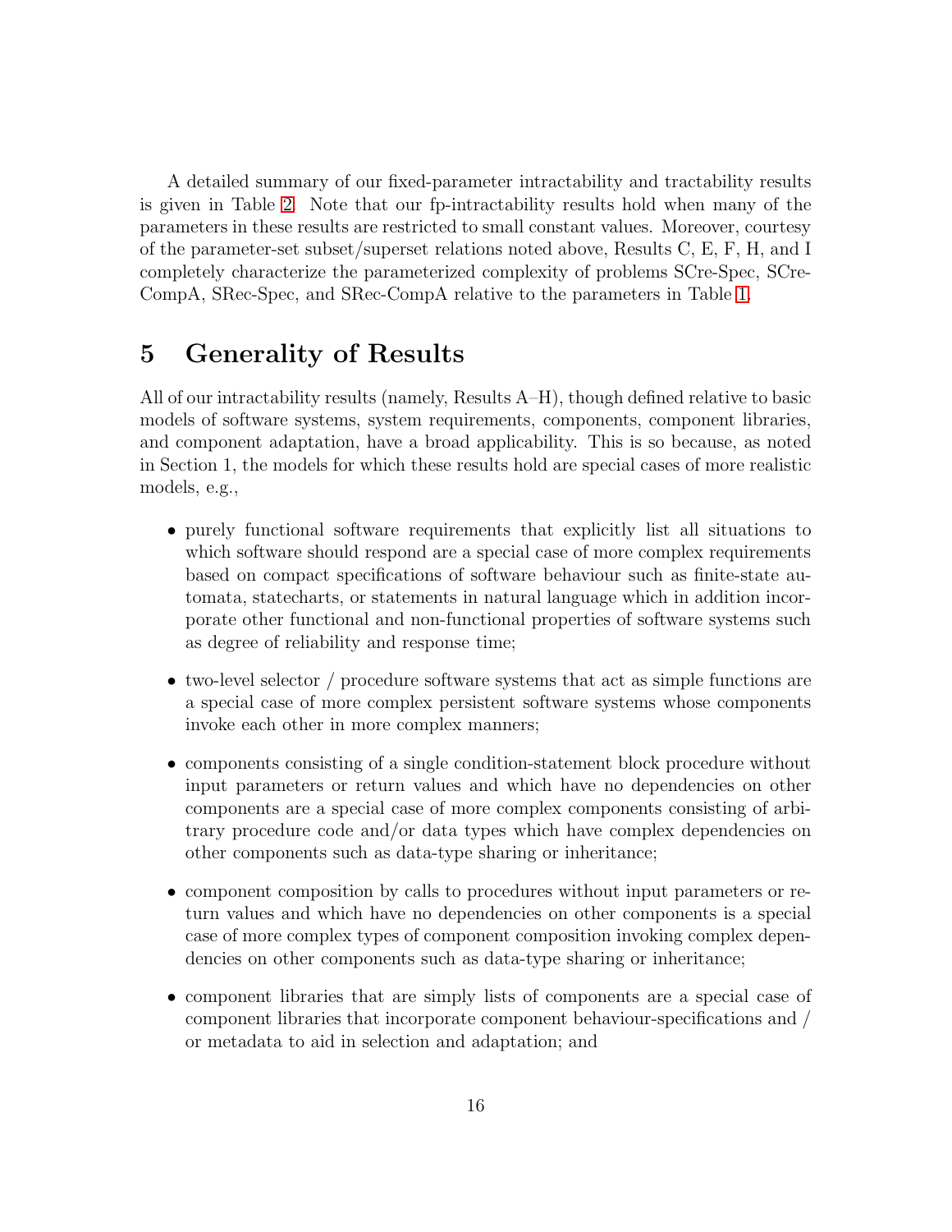A detailed summary of our fixed-parameter intractability and tractability results is given in Table 2. Note that our fp-intractability results hold when many of the parameters in these results are restricted to small constant values. Moreover, courtesy of the parameter-set subset/superset relations noted above, Results C, E, F, H, and I completely characterize the parameterized complexity of problems SCre-Spec, SCre-CompA, SRec-Spec, and SRec-CompA relative to the parameters in Table 1.

# 5 Generality of Results

All of our intractability results (namely, Results A–H), though defined relative to basic models of software systems, system requirements, components, component libraries, and component adaptation, have a broad applicability. This is so because, as noted in Section 1, the models for which these results hold are special cases of more realistic models, e.g.,

- purely functional software requirements that explicitly list all situations to which software should respond are a special case of more complex requirements based on compact specifications of software behaviour such as finite-state automata, statecharts, or statements in natural language which in addition incorporate other functional and non-functional properties of software systems such as degree of reliability and response time;
- two-level selector / procedure software systems that act as simple functions are a special case of more complex persistent software systems whose components invoke each other in more complex manners;
- components consisting of a single condition-statement block procedure without input parameters or return values and which have no dependencies on other components are a special case of more complex components consisting of arbitrary procedure code and/or data types which have complex dependencies on other components such as data-type sharing or inheritance;
- component composition by calls to procedures without input parameters or return values and which have no dependencies on other components is a special case of more complex types of component composition invoking complex dependencies on other components such as data-type sharing or inheritance;
- component libraries that are simply lists of components are a special case of component libraries that incorporate component behaviour-specifications and / or metadata to aid in selection and adaptation; and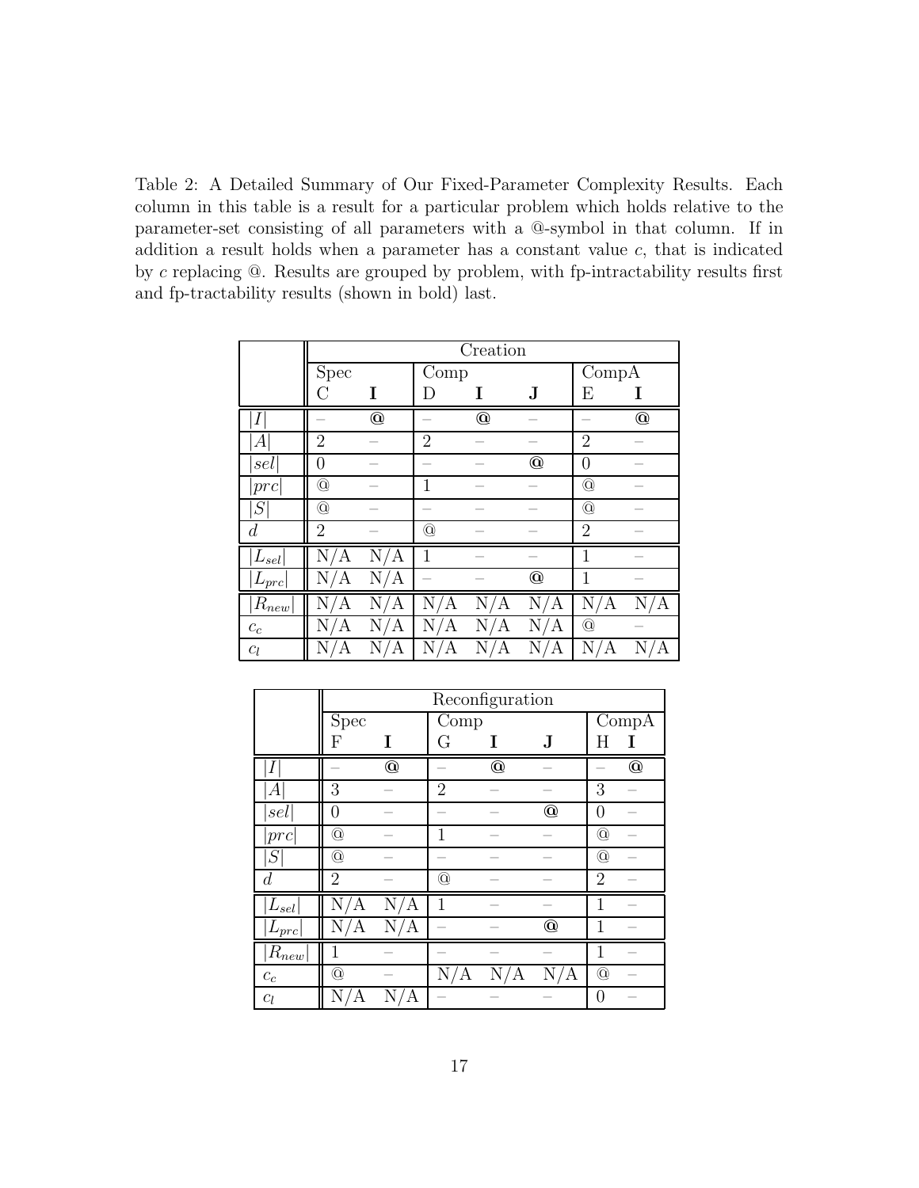Table 2: A Detailed Summary of Our Fixed-Parameter Complexity Results. Each column in this table is a result for a particular problem which holds relative to the parameter-set consisting of all parameters with a @-symbol in that column. If in addition a result holds when a parameter has a constant value $c$, that is indicated by $c$ replacing @. Results are grouped by problem, with fp-intractability results first and fp-tractability results (shown in bold) last.

| | Creation | | | | | | |
|---|---|---|---|---|---|---|---|
| | Spec | | Comp | | | CompA | |
| | C | **I** | D | **I** | **J** | E | **I** |
| $\|I\|$ | – | **@** | – | **@** | – | – | **@** |
| $\|A\|$ | 2 | – | 2 | – | – | 2 | – |
| $\|sel\|$ | 0 | – | – | – | **@** | 0 | – |
| $\|prc\|$ | @ | – | 1 | – | – | @ | – |
| $\|S\|$ | @ | – | – | – | – | @ | – |
| $d$ | 2 | – | @ | – | – | 2 | – |
| $\|L_{sel}\|$ | N/A | N/A | 1 | – | – | 1 | – |
| $\|L_{prc}\|$ | N/A | N/A | – | – | **@** | 1 | – |
| $\|R_{new}\|$ | N/A | N/A | N/A | N/A | N/A | N/A | N/A |
| $c_c$ | N/A | N/A | N/A | N/A | N/A | @ | – |
| $c_l$ | N/A | N/A | N/A | N/A | N/A | N/A | N/A |

| | Reconfiguration | | | | | | |
|---|---|---|---|---|---|---|---|
| | Spec | | Comp | | | CompA | |
| | F | **I** | G | **I** | **J** | H | **I** |
| $\|I\|$ | – | **@** | – | **@** | – | – | **@** |
| $\|A\|$ | 3 | – | 2 | – | – | 3 | – |
| $\|sel\|$ | 0 | – | – | – | **@** | 0 | – |
| $\|prc\|$ | @ | – | 1 | – | – | @ | – |
| $\|S\|$ | @ | – | – | – | – | @ | – |
| $d$ | 2 | – | @ | – | – | 2 | – |
| $\|L_{sel}\|$ | N/A | N/A | 1 | – | – | 1 | – |
| $\|L_{prc}\|$ | N/A | N/A | – | – | **@** | 1 | – |
| $\|R_{new}\|$ | 1 | – | – | – | – | 1 | – |
| $c_c$ | @ | – | N/A | N/A | N/A | @ | – |
| $c_l$ | N/A | N/A | – | – | – | 0 | – |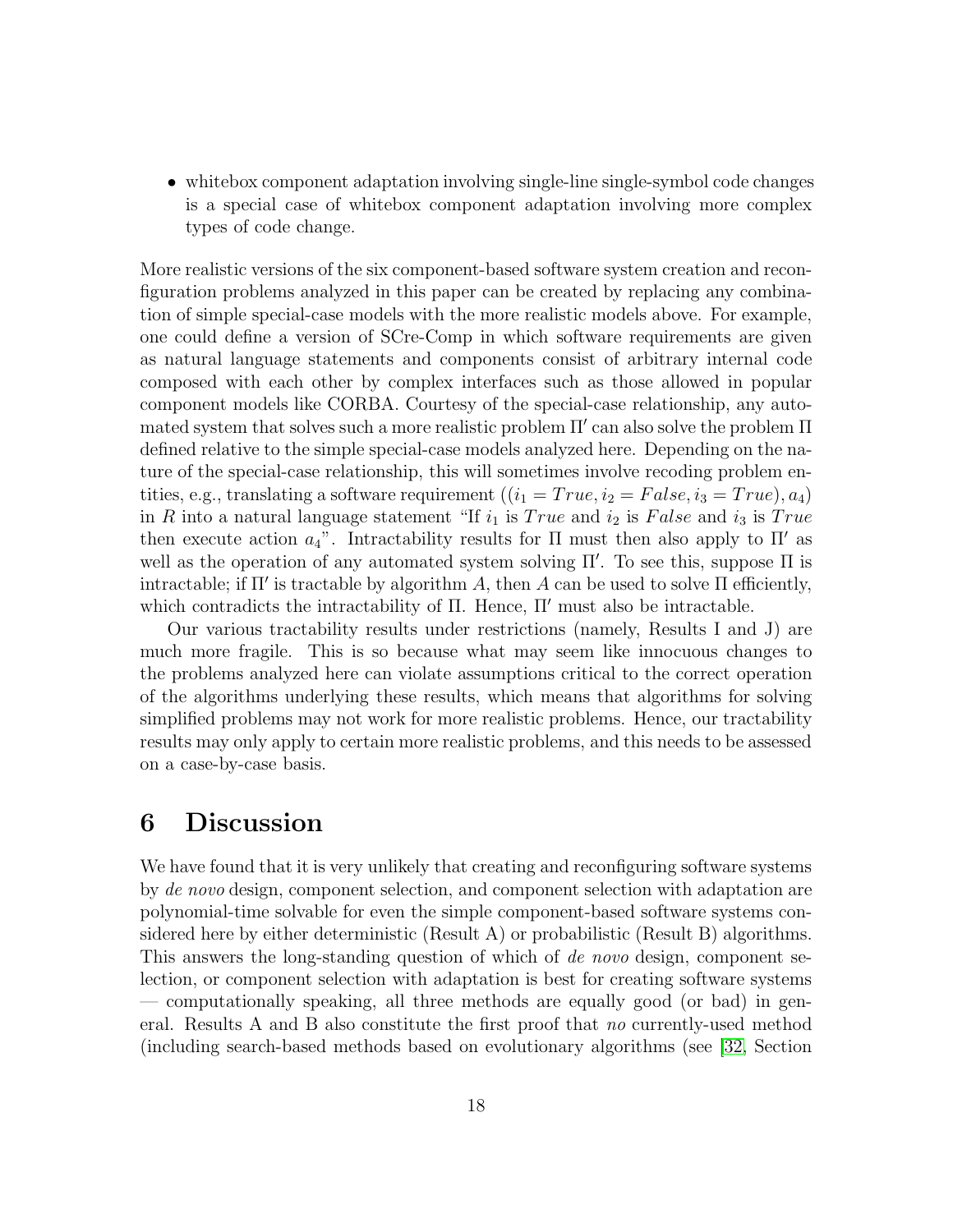- whitebox component adaptation involving single-line single-symbol code changes is a special case of whitebox component adaptation involving more complex types of code change.

More realistic versions of the six component-based software system creation and reconfiguration problems analyzed in this paper can be created by replacing any combination of simple special-case models with the more realistic models above. For example, one could define a version of SCre-Comp in which software requirements are given as natural language statements and components consist of arbitrary internal code composed with each other by complex interfaces such as those allowed in popular component models like CORBA. Courtesy of the special-case relationship, any automated system that solves such a more realistic problem $\Pi'$ can also solve the problem $\Pi$ defined relative to the simple special-case models analyzed here. Depending on the nature of the special-case relationship, this will sometimes involve recoding problem entities, e.g., translating a software requirement $((i_1 = True, i_2 = False, i_3 = True), a_4)$ in $R$ into a natural language statement "If $i_1$ is $True$ and $i_2$ is $False$ and $i_3$ is $True$ then execute action $a_4$". Intractability results for $\Pi$ must then also apply to $\Pi'$ as well as the operation of any automated system solving $\Pi'$. To see this, suppose $\Pi$ is intractable; if $\Pi'$ is tractable by algorithm $A$, then $A$ can be used to solve $\Pi$ efficiently, which contradicts the intractability of $\Pi$. Hence, $\Pi'$ must also be intractable.

Our various tractability results under restrictions (namely, Results I and J) are much more fragile. This is so because what may seem like innocuous changes to the problems analyzed here can violate assumptions critical to the correct operation of the algorithms underlying these results, which means that algorithms for solving simplified problems may not work for more realistic problems. Hence, our tractability results may only apply to certain more realistic problems, and this needs to be assessed on a case-by-case basis.

# 6 Discussion

We have found that it is very unlikely that creating and reconfiguring software systems by *de novo* design, component selection, and component selection with adaptation are polynomial-time solvable for even the simple component-based software systems considered here by either deterministic (Result A) or probabilistic (Result B) algorithms. This answers the long-standing question of which of *de novo* design, component selection, or component selection with adaptation is best for creating software systems — computationally speaking, all three methods are equally good (or bad) in general. Results A and B also constitute the first proof that *no* currently-used method (including search-based methods based on evolutionary algorithms (see [32, Section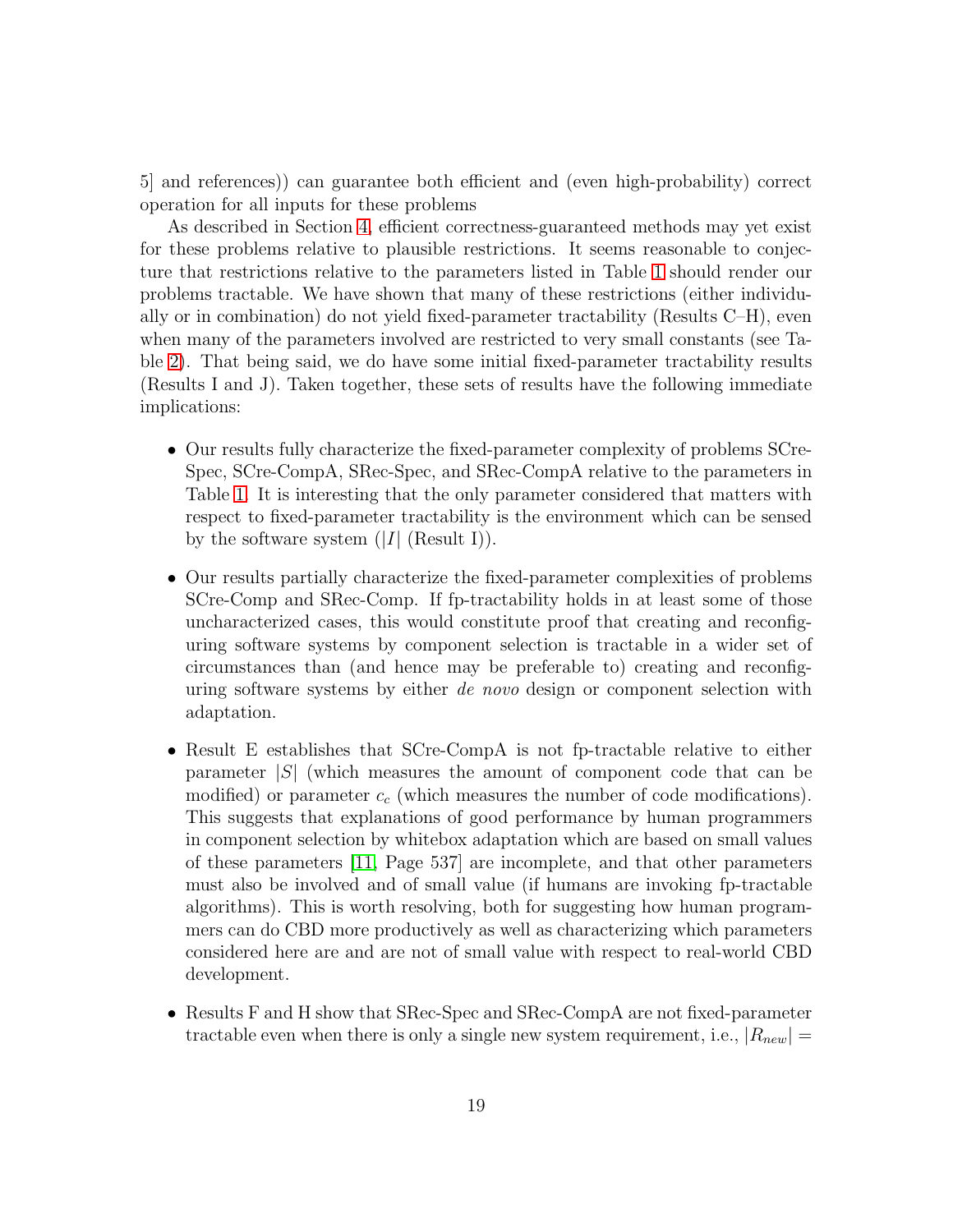5] and references)) can guarantee both efficient and (even high-probability) correct operation for all inputs for these problems

As described in Section 4, efficient correctness-guaranteed methods may yet exist for these problems relative to plausible restrictions. It seems reasonable to conjecture that restrictions relative to the parameters listed in Table 1 should render our problems tractable. We have shown that many of these restrictions (either individually or in combination) do not yield fixed-parameter tractability (Results C–H), even when many of the parameters involved are restricted to very small constants (see Table 2). That being said, we do have some initial fixed-parameter tractability results (Results I and J). Taken together, these sets of results have the following immediate implications:

- Our results fully characterize the fixed-parameter complexity of problems SCre-Spec, SCre-CompA, SRec-Spec, and SRec-CompA relative to the parameters in Table 1. It is interesting that the only parameter considered that matters with respect to fixed-parameter tractability is the environment which can be sensed by the software system ($|I|$ (Result I)).
- Our results partially characterize the fixed-parameter complexities of problems SCre-Comp and SRec-Comp. If fp-tractability holds in at least some of those uncharacterized cases, this would constitute proof that creating and reconfiguring software systems by component selection is tractable in a wider set of circumstances than (and hence may be preferable to) creating and reconfiguring software systems by either *de novo* design or component selection with adaptation.
- Result E establishes that SCre-CompA is not fp-tractable relative to either parameter $|S|$ (which measures the amount of component code that can be modified) or parameter $c_c$ (which measures the number of code modifications). This suggests that explanations of good performance by human programmers in component selection by whitebox adaptation which are based on small values of these parameters [11, Page 537] are incomplete, and that other parameters must also be involved and of small value (if humans are invoking fp-tractable algorithms). This is worth resolving, both for suggesting how human programmers can do CBD more productively as well as characterizing which parameters considered here are and are not of small value with respect to real-world CBD development.
- Results F and H show that SRec-Spec and SRec-CompA are not fixed-parameter tractable even when there is only a single new system requirement, i.e., $|R_{new}| =$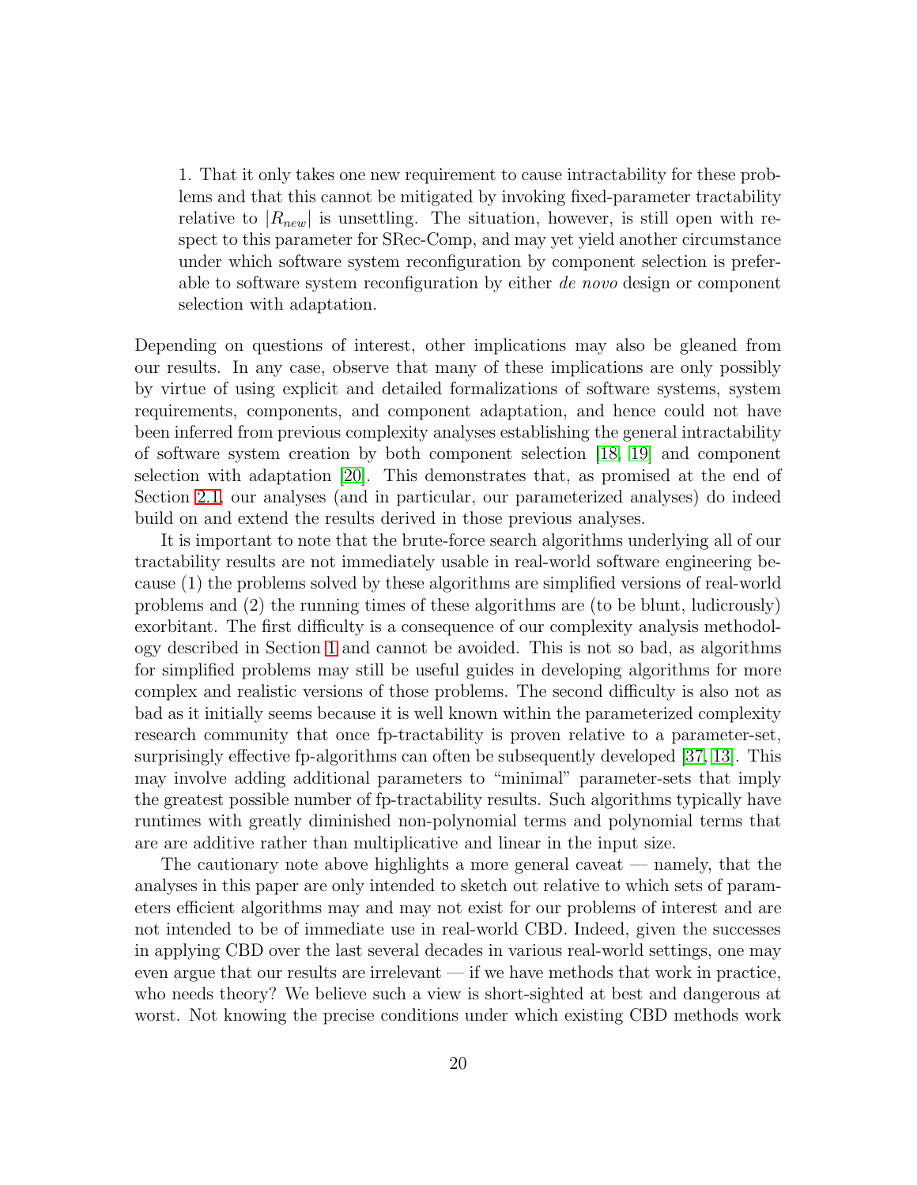1. That it only takes one new requirement to cause intractability for these problems and that this cannot be mitigated by invoking fixed-parameter tractability relative to $|R_{new}|$ is unsettling. The situation, however, is still open with respect to this parameter for SRec-Comp, and may yet yield another circumstance under which software system reconfiguration by component selection is preferable to software system reconfiguration by either *de novo* design or component selection with adaptation.

Depending on questions of interest, other implications may also be gleaned from our results. In any case, observe that many of these implications are only possibly by virtue of using explicit and detailed formalizations of software systems, system requirements, components, and component adaptation, and hence could not have been inferred from previous complexity analyses establishing the general intractability of software system creation by both component selection [18, 19] and component selection with adaptation [20]. This demonstrates that, as promised at the end of Section 2.1, our analyses (and in particular, our parameterized analyses) do indeed build on and extend the results derived in those previous analyses.

It is important to note that the brute-force search algorithms underlying all of our tractability results are not immediately usable in real-world software engineering because (1) the problems solved by these algorithms are simplified versions of real-world problems and (2) the running times of these algorithms are (to be blunt, ludicrously) exorbitant. The first difficulty is a consequence of our complexity analysis methodology described in Section 1 and cannot be avoided. This is not so bad, as algorithms for simplified problems may still be useful guides in developing algorithms for more complex and realistic versions of those problems. The second difficulty is also not as bad as it initially seems because it is well known within the parameterized complexity research community that once fp-tractability is proven relative to a parameter-set, surprisingly effective fp-algorithms can often be subsequently developed [37, 13]. This may involve adding additional parameters to "minimal" parameter-sets that imply the greatest possible number of fp-tractability results. Such algorithms typically have runtimes with greatly diminished non-polynomial terms and polynomial terms that are are additive rather than multiplicative and linear in the input size.

The cautionary note above highlights a more general caveat — namely, that the analyses in this paper are only intended to sketch out relative to which sets of parameters efficient algorithms may and may not exist for our problems of interest and are not intended to be of immediate use in real-world CBD. Indeed, given the successes in applying CBD over the last several decades in various real-world settings, one may even argue that our results are irrelevant — if we have methods that work in practice, who needs theory? We believe such a view is short-sighted at best and dangerous at worst. Not knowing the precise conditions under which existing CBD methods work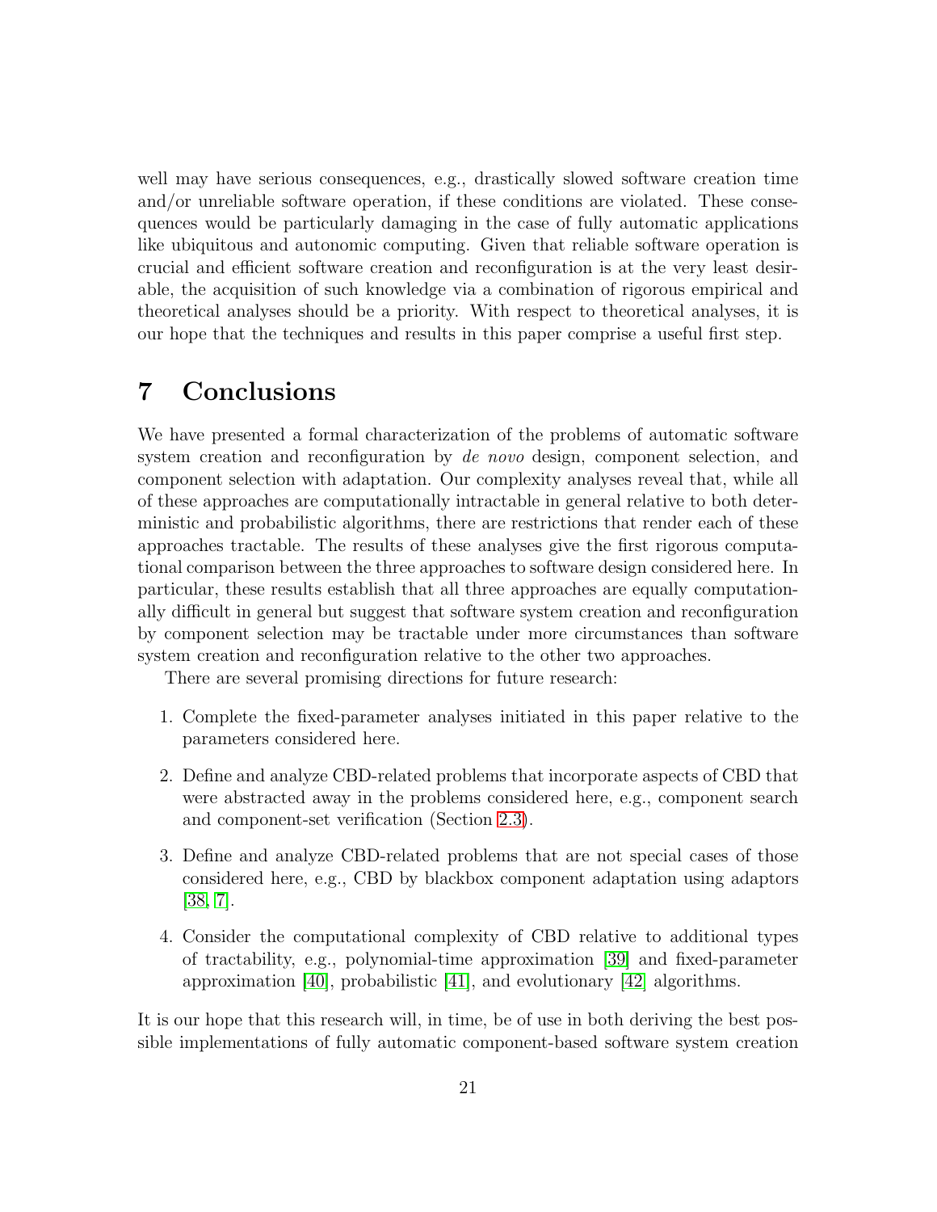well may have serious consequences, e.g., drastically slowed software creation time and/or unreliable software operation, if these conditions are violated. These consequences would be particularly damaging in the case of fully automatic applications like ubiquitous and autonomic computing. Given that reliable software operation is crucial and efficient software creation and reconfiguration is at the very least desirable, the acquisition of such knowledge via a combination of rigorous empirical and theoretical analyses should be a priority. With respect to theoretical analyses, it is our hope that the techniques and results in this paper comprise a useful first step.

# 7 Conclusions

We have presented a formal characterization of the problems of automatic software system creation and reconfiguration by *de novo* design, component selection, and component selection with adaptation. Our complexity analyses reveal that, while all of these approaches are computationally intractable in general relative to both deterministic and probabilistic algorithms, there are restrictions that render each of these approaches tractable. The results of these analyses give the first rigorous computational comparison between the three approaches to software design considered here. In particular, these results establish that all three approaches are equally computationally difficult in general but suggest that software system creation and reconfiguration by component selection may be tractable under more circumstances than software system creation and reconfiguration relative to the other two approaches.

There are several promising directions for future research:

1. Complete the fixed-parameter analyses initiated in this paper relative to the parameters considered here.
2. Define and analyze CBD-related problems that incorporate aspects of CBD that were abstracted away in the problems considered here, e.g., component search and component-set verification (Section 2.3).
3. Define and analyze CBD-related problems that are not special cases of those considered here, e.g., CBD by blackbox component adaptation using adaptors [38, 7].
4. Consider the computational complexity of CBD relative to additional types of tractability, e.g., polynomial-time approximation [39] and fixed-parameter approximation [40], probabilistic [41], and evolutionary [42] algorithms.

It is our hope that this research will, in time, be of use in both deriving the best possible implementations of fully automatic component-based software system creation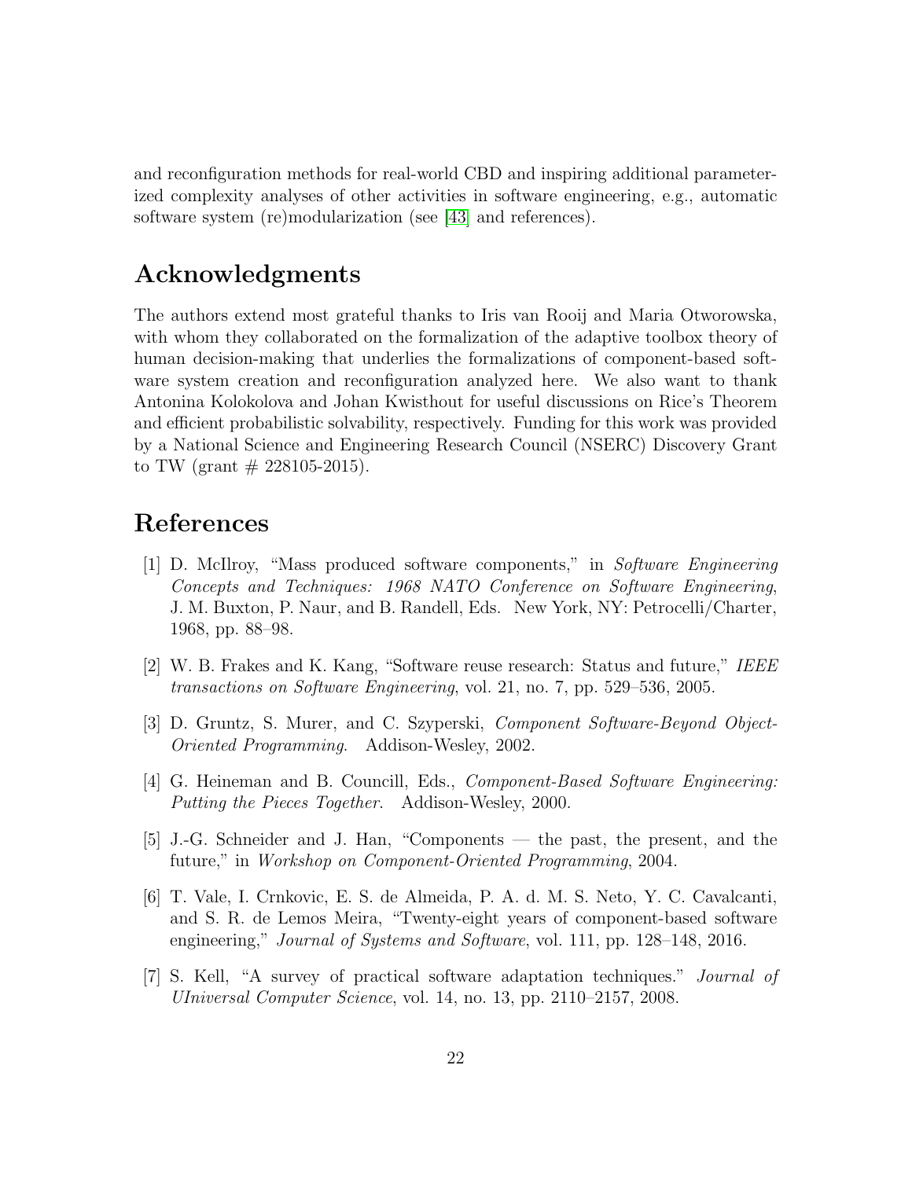and reconfiguration methods for real-world CBD and inspiring additional parameterized complexity analyses of other activities in software engineering, e.g., automatic software system (re)modularization (see [43] and references).

## Acknowledgments

The authors extend most grateful thanks to Iris van Rooij and Maria Otworowska, with whom they collaborated on the formalization of the adaptive toolbox theory of human decision-making that underlies the formalizations of component-based software system creation and reconfiguration analyzed here. We also want to thank Antonina Kolokolova and Johan Kwisthout for useful discussions on Rice's Theorem and efficient probabilistic solvability, respectively. Funding for this work was provided by a National Science and Engineering Research Council (NSERC) Discovery Grant to TW (grant # 228105-2015).

## References

[1] D. McIlroy, "Mass produced software components," in *Software Engineering Concepts and Techniques: 1968 NATO Conference on Software Engineering*, J. M. Buxton, P. Naur, and B. Randell, Eds. New York, NY: Petrocelli/Charter, 1968, pp. 88–98.

[2] W. B. Frakes and K. Kang, "Software reuse research: Status and future," *IEEE transactions on Software Engineering*, vol. 21, no. 7, pp. 529–536, 2005.

[3] D. Gruntz, S. Murer, and C. Szyperski, *Component Software-Beyond Object-Oriented Programming*. Addison-Wesley, 2002.

[4] G. Heineman and B. Councill, Eds., *Component-Based Software Engineering: Putting the Pieces Together*. Addison-Wesley, 2000.

[5] J.-G. Schneider and J. Han, "Components — the past, the present, and the future," in *Workshop on Component-Oriented Programming*, 2004.

[6] T. Vale, I. Crnkovic, E. S. de Almeida, P. A. d. M. S. Neto, Y. C. Cavalcanti, and S. R. de Lemos Meira, "Twenty-eight years of component-based software engineering," *Journal of Systems and Software*, vol. 111, pp. 128–148, 2016.

[7] S. Kell, "A survey of practical software adaptation techniques." *Journal of UIniversal Computer Science*, vol. 14, no. 13, pp. 2110–2157, 2008.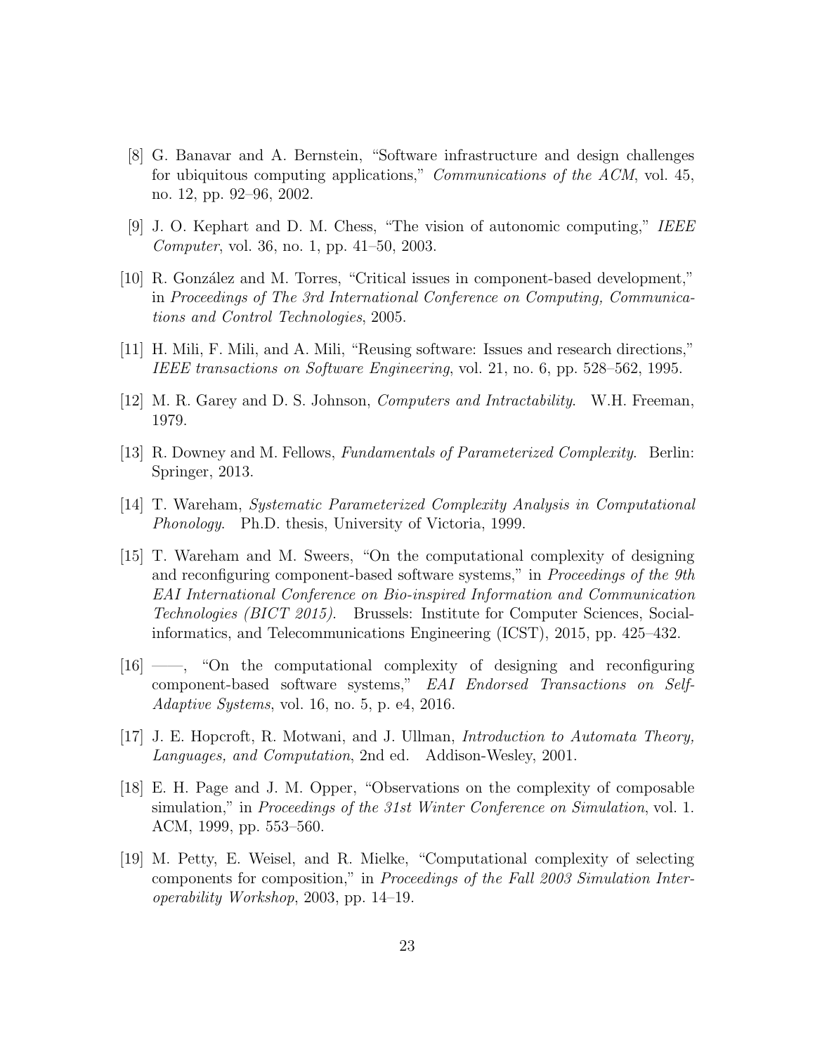[8] G. Banavar and A. Bernstein, "Software infrastructure and design challenges for ubiquitous computing applications," *Communications of the ACM*, vol. 45, no. 12, pp. 92–96, 2002.

[9] J. O. Kephart and D. M. Chess, "The vision of autonomic computing," *IEEE Computer*, vol. 36, no. 1, pp. 41–50, 2003.

[10] R. González and M. Torres, "Critical issues in component-based development," in *Proceedings of The 3rd International Conference on Computing, Communications and Control Technologies*, 2005.

[11] H. Mili, F. Mili, and A. Mili, "Reusing software: Issues and research directions," *IEEE transactions on Software Engineering*, vol. 21, no. 6, pp. 528–562, 1995.

[12] M. R. Garey and D. S. Johnson, *Computers and Intractability*. W.H. Freeman, 1979.

[13] R. Downey and M. Fellows, *Fundamentals of Parameterized Complexity*. Berlin: Springer, 2013.

[14] T. Wareham, *Systematic Parameterized Complexity Analysis in Computational Phonology*. Ph.D. thesis, University of Victoria, 1999.

[15] T. Wareham and M. Sweers, "On the computational complexity of designing and reconfiguring component-based software systems," in *Proceedings of the 9th EAI International Conference on Bio-inspired Information and Communication Technologies (BICT 2015)*. Brussels: Institute for Computer Sciences, Social-informatics, and Telecommunications Engineering (ICST), 2015, pp. 425–432.

[16] ——, "On the computational complexity of designing and reconfiguring component-based software systems," *EAI Endorsed Transactions on Self-Adaptive Systems*, vol. 16, no. 5, p. e4, 2016.

[17] J. E. Hopcroft, R. Motwani, and J. Ullman, *Introduction to Automata Theory, Languages, and Computation*, 2nd ed. Addison-Wesley, 2001.

[18] E. H. Page and J. M. Opper, "Observations on the complexity of composable simulation," in *Proceedings of the 31st Winter Conference on Simulation*, vol. 1. ACM, 1999, pp. 553–560.

[19] M. Petty, E. Weisel, and R. Mielke, "Computational complexity of selecting components for composition," in *Proceedings of the Fall 2003 Simulation Interoperability Workshop*, 2003, pp. 14–19.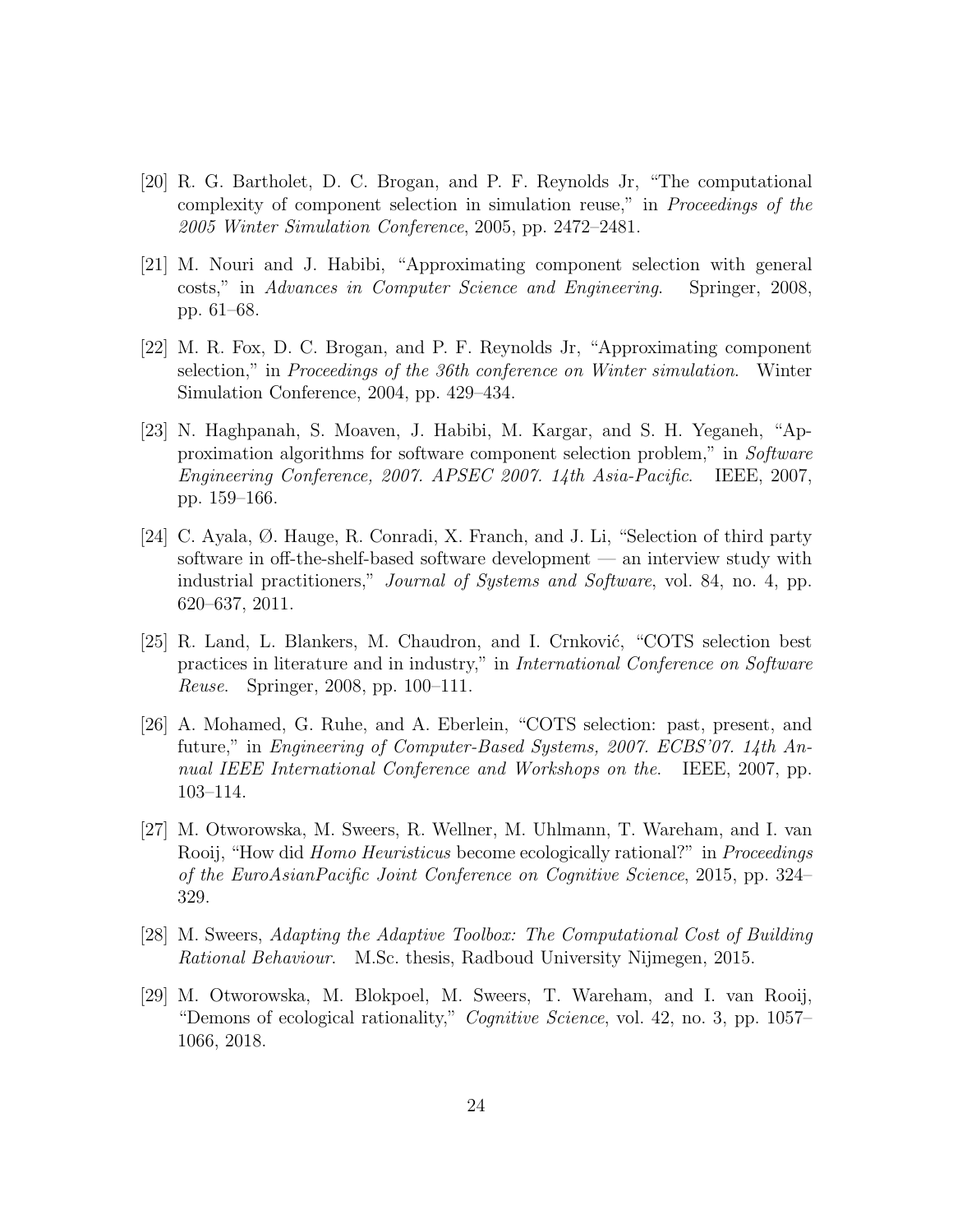[20] R. G. Bartholet, D. C. Brogan, and P. F. Reynolds Jr, "The computational complexity of component selection in simulation reuse," in *Proceedings of the 2005 Winter Simulation Conference*, 2005, pp. 2472–2481.

[21] M. Nouri and J. Habibi, "Approximating component selection with general costs," in *Advances in Computer Science and Engineering*. Springer, 2008, pp. 61–68.

[22] M. R. Fox, D. C. Brogan, and P. F. Reynolds Jr, "Approximating component selection," in *Proceedings of the 36th conference on Winter simulation*. Winter Simulation Conference, 2004, pp. 429–434.

[23] N. Haghpanah, S. Moaven, J. Habibi, M. Kargar, and S. H. Yeganeh, "Approximation algorithms for software component selection problem," in *Software Engineering Conference, 2007. APSEC 2007. 14th Asia-Pacific*. IEEE, 2007, pp. 159–166.

[24] C. Ayala, Ø. Hauge, R. Conradi, X. Franch, and J. Li, "Selection of third party software in off-the-shelf-based software development — an interview study with industrial practitioners," *Journal of Systems and Software*, vol. 84, no. 4, pp. 620–637, 2011.

[25] R. Land, L. Blankers, M. Chaudron, and I. Crnković, "COTS selection best practices in literature and in industry," in *International Conference on Software Reuse*. Springer, 2008, pp. 100–111.

[26] A. Mohamed, G. Ruhe, and A. Eberlein, "COTS selection: past, present, and future," in *Engineering of Computer-Based Systems, 2007. ECBS'07. 14th Annual IEEE International Conference and Workshops on the*. IEEE, 2007, pp. 103–114.

[27] M. Otworowska, M. Sweers, R. Wellner, M. Uhlmann, T. Wareham, and I. van Rooij, "How did *Homo Heuristicus* become ecologically rational?" in *Proceedings of the EuroAsianPacific Joint Conference on Cognitive Science*, 2015, pp. 324–329.

[28] M. Sweers, *Adapting the Adaptive Toolbox: The Computational Cost of Building Rational Behaviour*. M.Sc. thesis, Radboud University Nijmegen, 2015.

[29] M. Otworowska, M. Blokpoel, M. Sweers, T. Wareham, and I. van Rooij, "Demons of ecological rationality," *Cognitive Science*, vol. 42, no. 3, pp. 1057–1066, 2018.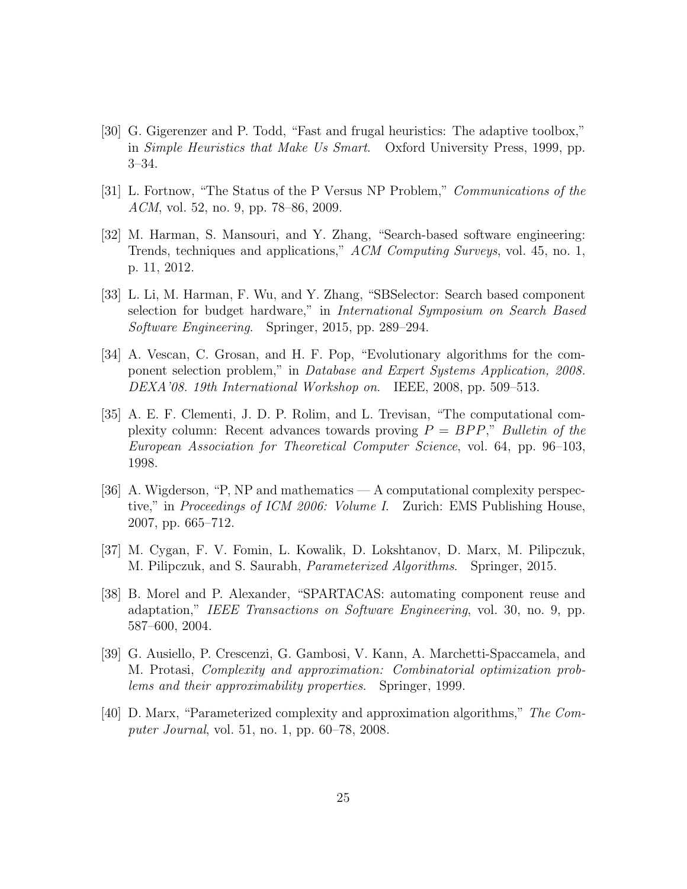[30] G. Gigerenzer and P. Todd, "Fast and frugal heuristics: The adaptive toolbox," in *Simple Heuristics that Make Us Smart*. Oxford University Press, 1999, pp. 3–34.

[31] L. Fortnow, "The Status of the P Versus NP Problem," *Communications of the ACM*, vol. 52, no. 9, pp. 78–86, 2009.

[32] M. Harman, S. Mansouri, and Y. Zhang, "Search-based software engineering: Trends, techniques and applications," *ACM Computing Surveys*, vol. 45, no. 1, p. 11, 2012.

[33] L. Li, M. Harman, F. Wu, and Y. Zhang, "SBSelector: Search based component selection for budget hardware," in *International Symposium on Search Based Software Engineering*. Springer, 2015, pp. 289–294.

[34] A. Vescan, C. Grosan, and H. F. Pop, "Evolutionary algorithms for the component selection problem," in *Database and Expert Systems Application, 2008. DEXA'08. 19th International Workshop on*. IEEE, 2008, pp. 509–513.

[35] A. E. F. Clementi, J. D. P. Rolim, and L. Trevisan, "The computational complexity column: Recent advances towards proving $P = BPP$," *Bulletin of the European Association for Theoretical Computer Science*, vol. 64, pp. 96–103, 1998.

[36] A. Wigderson, "P, NP and mathematics — A computational complexity perspective," in *Proceedings of ICM 2006: Volume I*. Zurich: EMS Publishing House, 2007, pp. 665–712.

[37] M. Cygan, F. V. Fomin, L. Kowalik, D. Lokshtanov, D. Marx, M. Pilipczuk, M. Pilipczuk, and S. Saurabh, *Parameterized Algorithms*. Springer, 2015.

[38] B. Morel and P. Alexander, "SPARTACAS: automating component reuse and adaptation," *IEEE Transactions on Software Engineering*, vol. 30, no. 9, pp. 587–600, 2004.

[39] G. Ausiello, P. Crescenzi, G. Gambosi, V. Kann, A. Marchetti-Spaccamela, and M. Protasi, *Complexity and approximation: Combinatorial optimization problems and their approximability properties*. Springer, 1999.

[40] D. Marx, "Parameterized complexity and approximation algorithms," *The Computer Journal*, vol. 51, no. 1, pp. 60–78, 2008.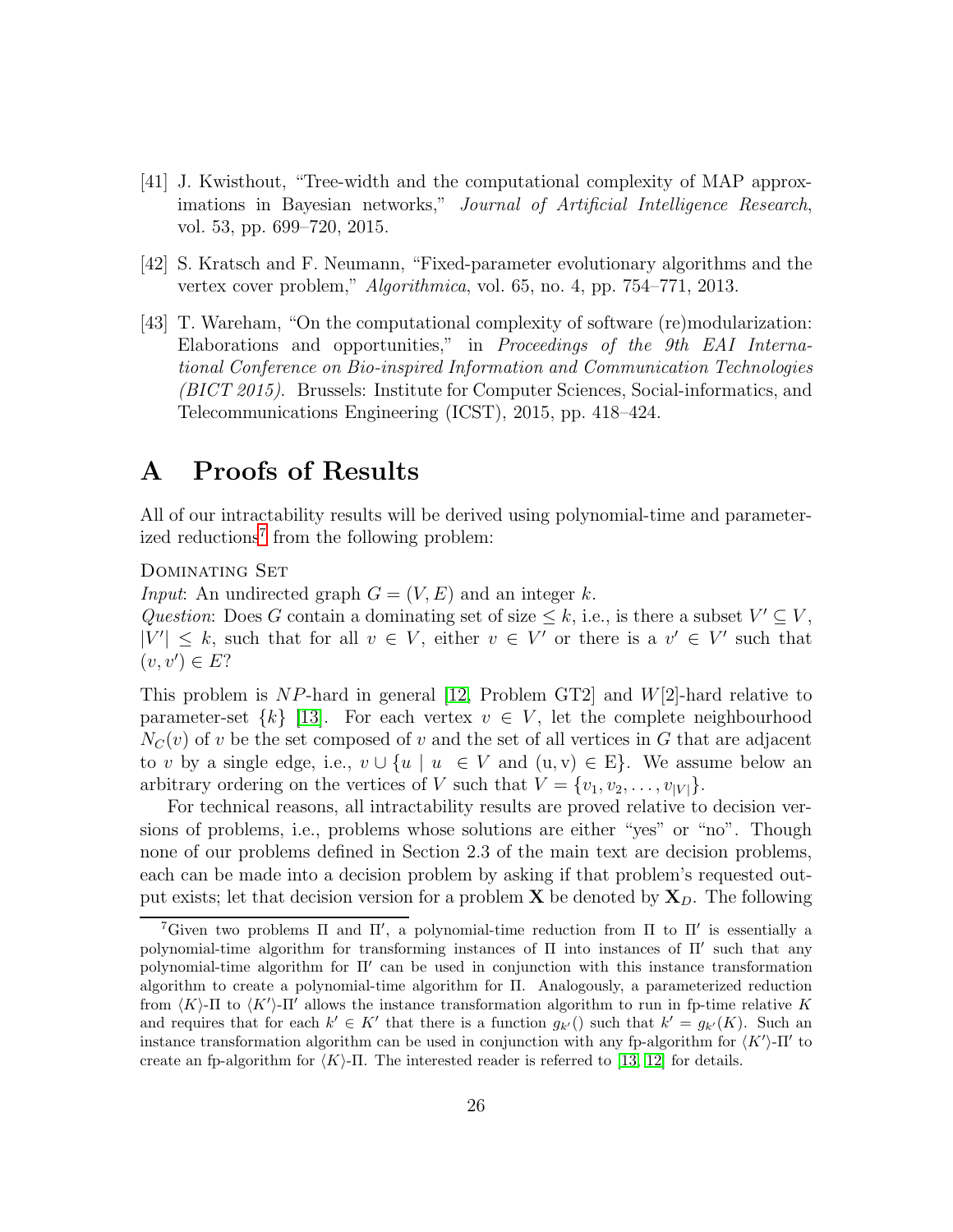[41] J. Kwisthout, "Tree-width and the computational complexity of MAP approximations in Bayesian networks," *Journal of Artificial Intelligence Research*, vol. 53, pp. 699–720, 2015.

[42] S. Kratsch and F. Neumann, "Fixed-parameter evolutionary algorithms and the vertex cover problem," *Algorithmica*, vol. 65, no. 4, pp. 754–771, 2013.

[43] T. Wareham, "On the computational complexity of software (re)modularization: Elaborations and opportunities," in *Proceedings of the 9th EAI International Conference on Bio-inspired Information and Communication Technologies (BICT 2015)*. Brussels: Institute for Computer Sciences, Social-informatics, and Telecommunications Engineering (ICST), 2015, pp. 418–424.

# A Proofs of Results

All of our intractability results will be derived using polynomial-time and parameterized reductions[7] from the following problem:

Dominating Set
*Input*: An undirected graph $G = (V, E)$ and an integer $k$.
*Question*: Does $G$ contain a dominating set of size $\leq k$, i.e., is there a subset $V' \subseteq V$, $|V'| \leq k$, such that for all $v \in V$, either $v \in V'$ or there is a $v' \in V'$ such that $(v, v') \in E$?

This problem is $NP$-hard in general [12, Problem GT2] and $W[2]$-hard relative to parameter-set $\{k\}$ [13]. For each vertex $v \in V$, let the complete neighbourhood $N_C(v)$ of $v$ be the set composed of $v$ and the set of all vertices in $G$ that are adjacent to $v$ by a single edge, i.e., $v \cup \{u \mid u \in V \text{ and } (u, v) \in E\}$. We assume below an arbitrary ordering on the vertices of $V$ such that $V = \{v_1, v_2, \ldots, v_{|V|}\}$.

For technical reasons, all intractability results are proved relative to decision versions of problems, i.e., problems whose solutions are either "yes" or "no". Though none of our problems defined in Section 2.3 of the main text are decision problems, each can be made into a decision problem by asking if that problem's requested output exists; let that decision version for a problem $\mathbf{X}$ be denoted by $\mathbf{X}_D$. The following

[7] Given two problems $\Pi$ and $\Pi'$, a polynomial-time reduction from $\Pi$ to $\Pi'$ is essentially a polynomial-time algorithm for transforming instances of $\Pi$ into instances of $\Pi'$ such that any polynomial-time algorithm for $\Pi'$ can be used in conjunction with this instance transformation algorithm to create a polynomial-time algorithm for $\Pi$. Analogously, a parameterized reduction from $\langle K \rangle$-$\Pi$ to $\langle K' \rangle$-$\Pi'$ allows the instance transformation algorithm to run in fp-time relative $K$ and requires that for each $k' \in K'$ that there is a function $g_{k'}()$ such that $k' = g_{k'}(K)$. Such an instance transformation algorithm can be used in conjunction with any fp-algorithm for $\langle K' \rangle$-$\Pi'$ to create an fp-algorithm for $\langle K \rangle$-$\Pi$. The interested reader is referred to [13, 12] for details.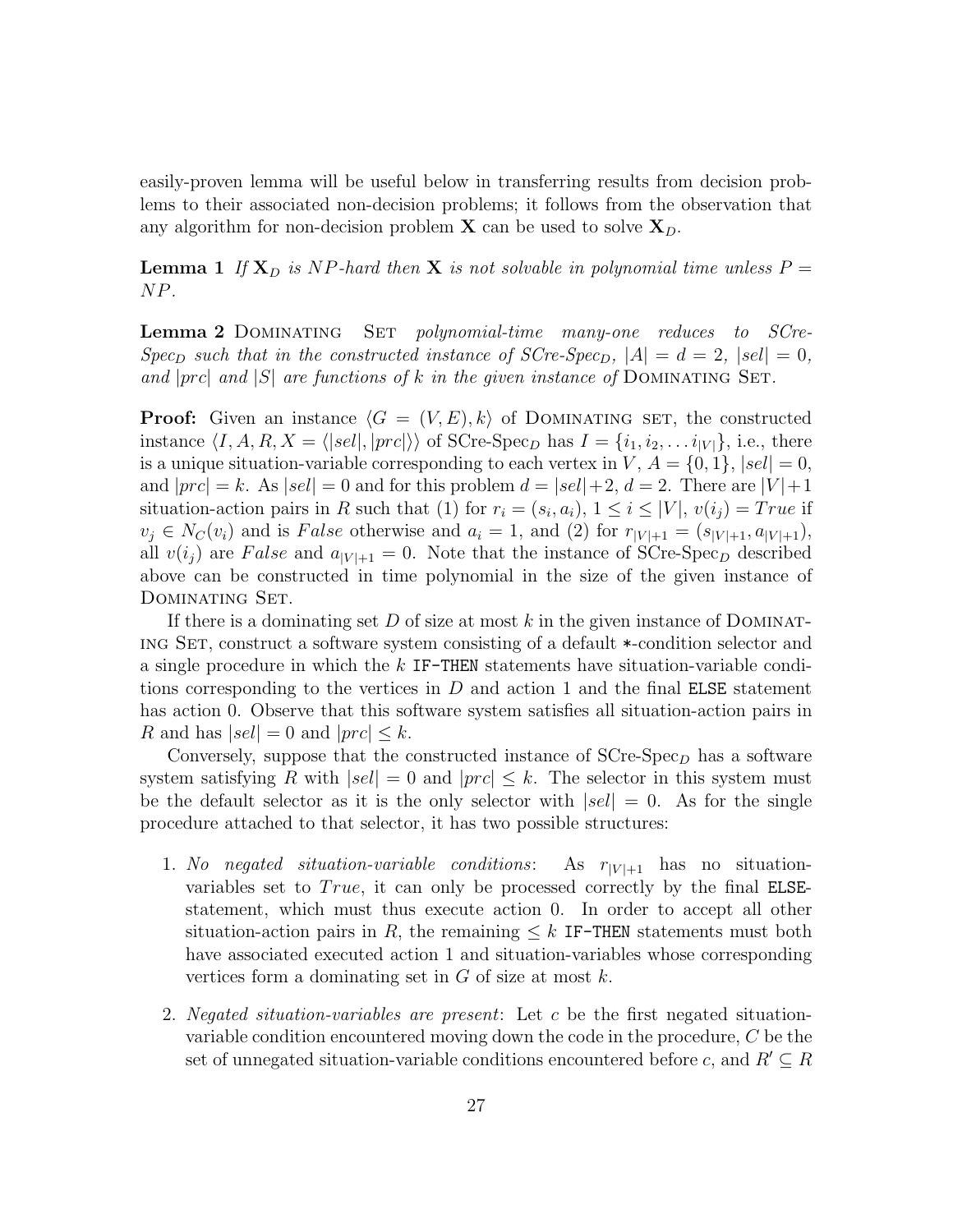easily-proven lemma will be useful below in transferring results from decision problems to their associated non-decision problems; it follows from the observation that any algorithm for non-decision problem $\mathbf{X}$ can be used to solve $\mathbf{X}_D$.

**Lemma 1** *If $\mathbf{X}_D$ is $NP$-hard then $\mathbf{X}$ is not solvable in polynomial time unless $P = NP$.*

**Lemma 2** DOMINATING SET *polynomial-time many-one reduces to SCre-Spec$_D$ such that in the constructed instance of SCre-Spec$_D$, $|A| = d = 2$, $|sel| = 0$, and $|prc|$ and $|S|$ are functions of $k$ in the given instance of* DOMINATING SET.

**Proof:** Given an instance $\langle G = (V, E), k\rangle$ of DOMINATING SET, the constructed instance $\langle I, A, R, X = \langle |sel|, |prc|\rangle\rangle$ of SCre-Spec$_D$ has $I = \{i_1, i_2, \ldots i_{|V|}\}$, i.e., there is a unique situation-variable corresponding to each vertex in $V$, $A = \{0, 1\}$, $|sel| = 0$, and $|prc| = k$. As $|sel| = 0$ and for this problem $d = |sel| + 2$, $d = 2$. There are $|V| + 1$ situation-action pairs in $R$ such that (1) for $r_i = (s_i, a_i)$, $1 \leq i \leq |V|$, $v(i_j) = True$ if $v_j \in N_C(v_i)$ and is $False$ otherwise and $a_i = 1$, and (2) for $r_{|V|+1} = (s_{|V|+1}, a_{|V|+1})$, all $v(i_j)$ are $False$ and $a_{|V|+1} = 0$. Note that the instance of SCre-Spec$_D$ described above can be constructed in time polynomial in the size of the given instance of DOMINATING SET.

If there is a dominating set $D$ of size at most $k$ in the given instance of DOMINATING SET, construct a software system consisting of a default *-condition selector and a single procedure in which the $k$ `IF-THEN` statements have situation-variable conditions corresponding to the vertices in $D$ and action 1 and the final `ELSE` statement has action 0. Observe that this software system satisfies all situation-action pairs in $R$ and has $|sel| = 0$ and $|prc| \leq k$.

Conversely, suppose that the constructed instance of SCre-Spec$_D$ has a software system satisfying $R$ with $|sel| = 0$ and $|prc| \leq k$. The selector in this system must be the default selector as it is the only selector with $|sel| = 0$. As for the single procedure attached to that selector, it has two possible structures:

1. *No negated situation-variable conditions*: As $r_{|V|+1}$ has no situation-variables set to $True$, it can only be processed correctly by the final `ELSE`-statement, which must thus execute action 0. In order to accept all other situation-action pairs in $R$, the remaining $\leq k$ `IF-THEN` statements must both have associated executed action 1 and situation-variables whose corresponding vertices form a dominating set in $G$ of size at most $k$.

2. *Negated situation-variables are present*: Let $c$ be the first negated situation-variable condition encountered moving down the code in the procedure, $C$ be the set of unnegated situation-variable conditions encountered before $c$, and $R' \subseteq R$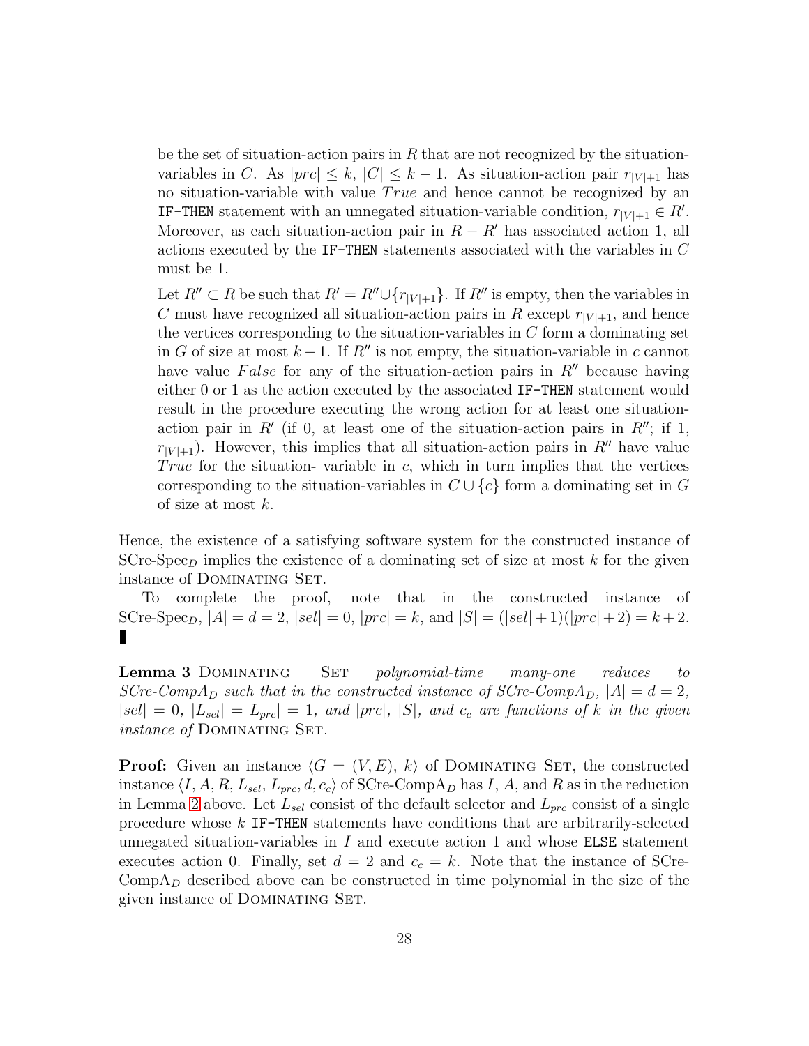be the set of situation-action pairs in $R$ that are not recognized by the situation-variables in $C$. As $|prc| \leq k$, $|C| \leq k-1$. As situation-action pair $r_{|V|+1}$ has no situation-variable with value $True$ and hence cannot be recognized by an `IF-THEN` statement with an unnegated situation-variable condition, $r_{|V|+1} \in R'$. Moreover, as each situation-action pair in $R - R'$ has associated action 1, all actions executed by the `IF-THEN` statements associated with the variables in $C$ must be 1.

Let $R'' \subset R$ be such that $R' = R'' \cup \{r_{|V|+1}\}$. If $R''$ is empty, then the variables in $C$ must have recognized all situation-action pairs in $R$ except $r_{|V|+1}$, and hence the vertices corresponding to the situation-variables in $C$ form a dominating set in $G$ of size at most $k-1$. If $R''$ is not empty, the situation-variable in $c$ cannot have value $False$ for any of the situation-action pairs in $R''$ because having either 0 or 1 as the action executed by the associated `IF-THEN` statement would result in the procedure executing the wrong action for at least one situation-action pair in $R'$ (if 0, at least one of the situation-action pairs in $R''$; if 1, $r_{|V|+1}$). However, this implies that all situation-action pairs in $R''$ have value $True$ for the situation- variable in $c$, which in turn implies that the vertices corresponding to the situation-variables in $C \cup \{c\}$ form a dominating set in $G$ of size at most $k$.

Hence, the existence of a satisfying software system for the constructed instance of SCre-Spec$_D$ implies the existence of a dominating set of size at most $k$ for the given instance of Dominating Set.

To complete the proof, note that in the constructed instance of SCre-Spec$_D$, $|A| = d = 2$, $|sel| = 0$, $|prc| = k$, and $|S| = (|sel|+1)(|prc|+2) = k+2$. ∎

**Lemma 3** Dominating Set *polynomial-time many-one reduces to SCre-CompA$_D$ such that in the constructed instance of SCre-CompA$_D$, $|A| = d = 2$, $|sel| = 0$, $|L_{sel}| = L_{prc}| = 1$, and $|prc|$, $|S|$, and $c_c$ are functions of $k$ in the given instance of* Dominating Set.

**Proof:** Given an instance $\langle G = (V, E),\ k \rangle$ of Dominating Set, the constructed instance $\langle I, A, R, L_{sel}, L_{prc}, d, c_c \rangle$ of SCre-CompA$_D$ has $I$, $A$, and $R$ as in the reduction in Lemma 2 above. Let $L_{sel}$ consist of the default selector and $L_{prc}$ consist of a single procedure whose $k$ `IF-THEN` statements have conditions that are arbitrarily-selected unnegated situation-variables in $I$ and execute action 1 and whose `ELSE` statement executes action 0. Finally, set $d = 2$ and $c_c = k$. Note that the instance of SCre-CompA$_D$ described above can be constructed in time polynomial in the size of the given instance of Dominating Set.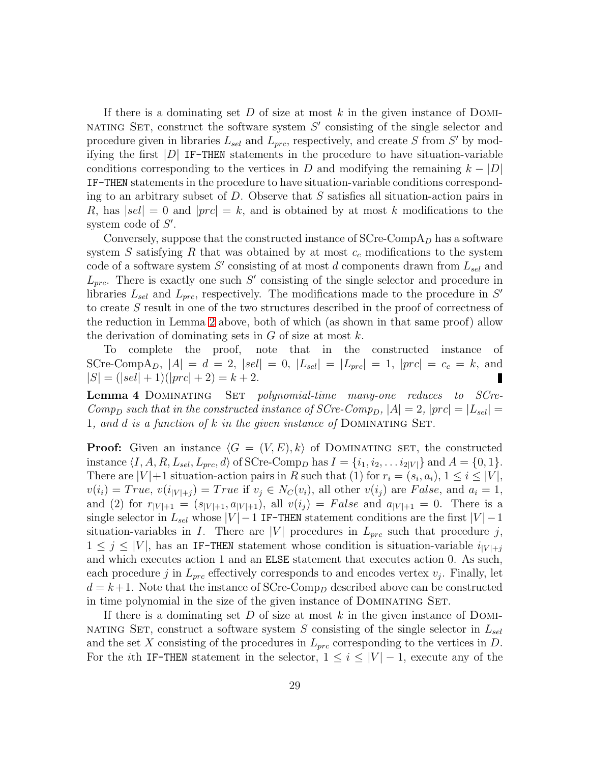If there is a dominating set $D$ of size at most $k$ in the given instance of Dominating Set, construct the software system $S'$ consisting of the single selector and procedure given in libraries $L_{sel}$ and $L_{prc}$, respectively, and create $S$ from $S'$ by modifying the first $|D|$ `IF-THEN` statements in the procedure to have situation-variable conditions corresponding to the vertices in $D$ and modifying the remaining $k - |D|$ `IF-THEN` statements in the procedure to have situation-variable conditions corresponding to an arbitrary subset of $D$. Observe that $S$ satisfies all situation-action pairs in $R$, has $|sel| = 0$ and $|prc| = k$, and is obtained by at most $k$ modifications to the system code of $S'$.

Conversely, suppose that the constructed instance of SCre-CompA$_D$ has a software system $S$ satisfying $R$ that was obtained by at most $c_c$ modifications to the system code of a software system $S'$ consisting of at most $d$ components drawn from $L_{sel}$ and $L_{prc}$. There is exactly one such $S'$ consisting of the single selector and procedure in libraries $L_{sel}$ and $L_{prc}$, respectively. The modifications made to the procedure in $S'$ to create $S$ result in one of the two structures described in the proof of correctness of the reduction in Lemma 2 above, both of which (as shown in that same proof) allow the derivation of dominating sets in $G$ of size at most $k$.

To complete the proof, note that in the constructed instance of SCre-CompA$_D$, $|A| = d = 2$, $|sel| = 0$, $|L_{sel}| = |L_{prc}| = 1$, $|prc| = c_c = k$, and $|S| = (|sel| + 1)(|prc| + 2) = k + 2$. ∎

**Lemma 4** Dominating Set *polynomial-time many-one reduces to SCre-Comp$_D$ such that in the constructed instance of SCre-Comp$_D$, $|A| = 2$, $|prc| = |L_{sel}| = 1$, and $d$ is a function of $k$ in the given instance of* Dominating Set.

**Proof:** Given an instance $\langle G = (V, E), k \rangle$ of Dominating set, the constructed instance $\langle I, A, R, L_{sel}, L_{prc}, d \rangle$ of SCre-Comp$_D$ has $I = \{i_1, i_2, \ldots i_{2|V|}\}$ and $A = \{0, 1\}$. There are $|V|+1$ situation-action pairs in $R$ such that (1) for $r_i = (s_i, a_i)$, $1 \leq i \leq |V|$, $v(i_i) = True$, $v(i_{|V|+j}) = True$ if $v_j \in N_C(v_i)$, all other $v(i_j)$ are $False$, and $a_i = 1$, and (2) for $r_{|V|+1} = (s_{|V|+1}, a_{|V|+1})$, all $v(i_j) = False$ and $a_{|V|+1} = 0$. There is a single selector in $L_{sel}$ whose $|V| - 1$ `IF-THEN` statement conditions are the first $|V| - 1$ situation-variables in $I$. There are $|V|$ procedures in $L_{prc}$ such that procedure $j$, $1 \leq j \leq |V|$, has an `IF-THEN` statement whose condition is situation-variable $i_{|V|+j}$ and which executes action 1 and an `ELSE` statement that executes action 0. As such, each procedure $j$ in $L_{prc}$ effectively corresponds to and encodes vertex $v_j$. Finally, let $d = k+1$. Note that the instance of SCre-Comp$_D$ described above can be constructed in time polynomial in the size of the given instance of Dominating Set.

If there is a dominating set $D$ of size at most $k$ in the given instance of Dominating Set, construct a software system $S$ consisting of the single selector in $L_{sel}$ and the set $X$ consisting of the procedures in $L_{prc}$ corresponding to the vertices in $D$. For the $i$th `IF-THEN` statement in the selector, $1 \leq i \leq |V| - 1$, execute any of the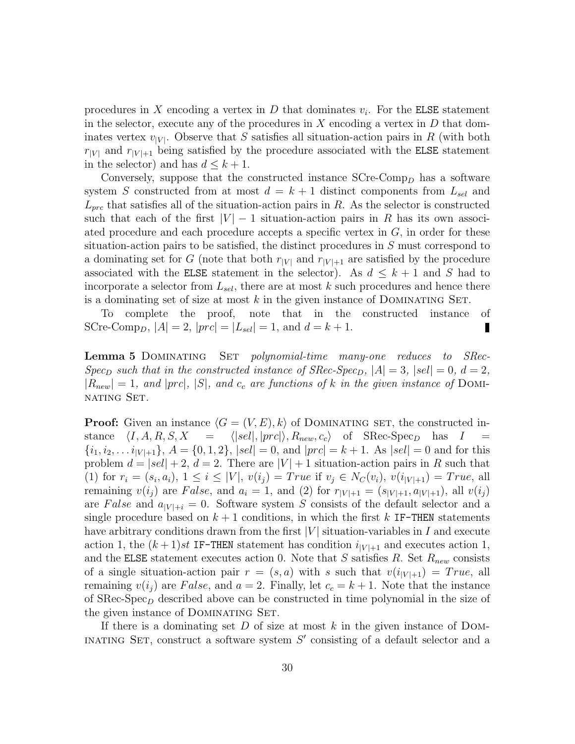procedures in $X$ encoding a vertex in $D$ that dominates $v_i$. For the `ELSE` statement in the selector, execute any of the procedures in $X$ encoding a vertex in $D$ that dominates vertex $v_{|V|}$. Observe that $S$ satisfies all situation-action pairs in $R$ (with both $r_{|V|}$ and $r_{|V|+1}$ being satisfied by the procedure associated with the `ELSE` statement in the selector) and has $d \leq k + 1$.

Conversely, suppose that the constructed instance SCre-Comp$_D$ has a software system $S$ constructed from at most $d = k + 1$ distinct components from $L_{sel}$ and $L_{prc}$ that satisfies all of the situation-action pairs in $R$. As the selector is constructed such that each of the first $|V| - 1$ situation-action pairs in $R$ has its own associated procedure and each procedure accepts a specific vertex in $G$, in order for these situation-action pairs to be satisfied, the distinct procedures in $S$ must correspond to a dominating set for $G$ (note that both $r_{|V|}$ and $r_{|V|+1}$ are satisfied by the procedure associated with the `ELSE` statement in the selector). As $d \leq k + 1$ and $S$ had to incorporate a selector from $L_{sel}$, there are at most $k$ such procedures and hence there is a dominating set of size at most $k$ in the given instance of Dominating Set.

To complete the proof, note that in the constructed instance of SCre-Comp$_D$, $|A| = 2$, $|prc| = |L_{sel}| = 1$, and $d = k + 1$. ∎

**Lemma 5** Dominating Set *polynomial-time many-one reduces to SRec-Spec$_D$ such that in the constructed instance of SRec-Spec$_D$, $|A| = 3$, $|sel| = 0$, $d = 2$, $|R_{new}| = 1$, and $|prc|$, $|S|$, and $c_c$ are functions of $k$ in the given instance of* Dominating Set.

**Proof:** Given an instance $\langle G = (V, E), k\rangle$ of Dominating set, the constructed instance $\langle I, A, R, S, X = \langle |sel|, |prc|\rangle, R_{new}, c_c\rangle$ of SRec-Spec$_D$ has $I = \{i_1, i_2, \ldots i_{|V|+1}\}$, $A = \{0, 1, 2\}$, $|sel| = 0$, and $|prc| = k + 1$. As $|sel| = 0$ and for this problem $d = |sel| + 2$, $d = 2$. There are $|V| + 1$ situation-action pairs in $R$ such that (1) for $r_i = (s_i, a_i)$, $1 \leq i \leq |V|$, $v(i_j) = True$ if $v_j \in N_C(v_i)$, $v(i_{|V|+1}) = True$, all remaining $v(i_j)$ are $False$, and $a_i = 1$, and (2) for $r_{|V|+1} = (s_{|V|+1}, a_{|V|+1})$, all $v(i_j)$ are $False$ and $a_{|V|+i} = 0$. Software system $S$ consists of the default selector and a single procedure based on $k + 1$ conditions, in which the first $k$ `IF-THEN` statements have arbitrary conditions drawn from the first $|V|$ situation-variables in $I$ and execute action 1, the $(k+1)st$ `IF-THEN` statement has condition $i_{|V|+1}$ and executes action 1, and the `ELSE` statement executes action 0. Note that $S$ satisfies $R$. Set $R_{new}$ consists of a single situation-action pair $r = (s, a)$ with $s$ such that $v(i_{|V|+1}) = True$, all remaining $v(i_j)$ are $False$, and $a = 2$. Finally, let $c_c = k + 1$. Note that the instance of SRec-Spec$_D$ described above can be constructed in time polynomial in the size of the given instance of Dominating Set.

If there is a dominating set $D$ of size at most $k$ in the given instance of Dominating Set, construct a software system $S'$ consisting of a default selector and a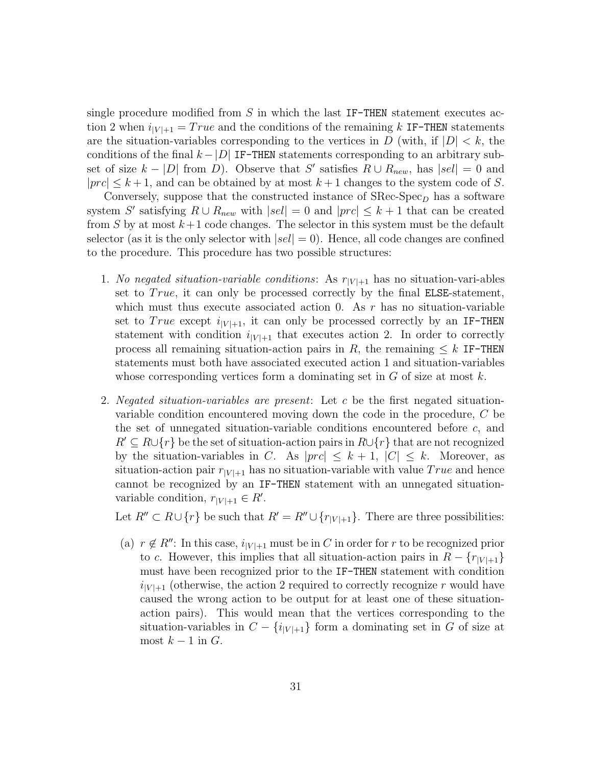single procedure modified from $S$ in which the last `IF-THEN` statement executes action 2 when $i_{|V|+1} = True$ and the conditions of the remaining $k$ `IF-THEN` statements are the situation-variables corresponding to the vertices in $D$ (with, if $|D| < k$, the conditions of the final $k - |D|$ `IF-THEN` statements corresponding to an arbitrary subset of size $k - |D|$ from $D$). Observe that $S'$ satisfies $R \cup R_{new}$, has $|sel| = 0$ and $|prc| \leq k+1$, and can be obtained by at most $k+1$ changes to the system code of $S$.

Conversely, suppose that the constructed instance of SRec-Spec$_D$ has a software system $S'$ satisfying $R \cup R_{new}$ with $|sel| = 0$ and $|prc| \leq k+1$ that can be created from $S$ by at most $k+1$ code changes. The selector in this system must be the default selector (as it is the only selector with $|sel| = 0$). Hence, all code changes are confined to the procedure. This procedure has two possible structures:

1. *No negated situation-variable conditions*: As $r_{|V|+1}$ has no situation-variables set to $True$, it can only be processed correctly by the final `ELSE`-statement, which must thus execute associated action 0. As $r$ has no situation-variable set to $True$ except $i_{|V|+1}$, it can only be processed correctly by an `IF-THEN` statement with condition $i_{|V|+1}$ that executes action 2. In order to correctly process all remaining situation-action pairs in $R$, the remaining $\leq k$ `IF-THEN` statements must both have associated executed action 1 and situation-variables whose corresponding vertices form a dominating set in $G$ of size at most $k$.

2. *Negated situation-variables are present*: Let $c$ be the first negated situation-variable condition encountered moving down the code in the procedure, $C$ be the set of unnegated situation-variable conditions encountered before $c$, and $R' \subseteq R \cup \{r\}$ be the set of situation-action pairs in $R \cup \{r\}$ that are not recognized by the situation-variables in $C$. As $|prc| \leq k+1$, $|C| \leq k$. Moreover, as situation-action pair $r_{|V|+1}$ has no situation-variable with value $True$ and hence cannot be recognized by an `IF-THEN` statement with an unnegated situation-variable condition, $r_{|V|+1} \in R'$.

   Let $R'' \subset R \cup \{r\}$ be such that $R' = R'' \cup \{r_{|V|+1}\}$. There are three possibilities:

   (a) $r \notin R''$: In this case, $i_{|V|+1}$ must be in $C$ in order for $r$ to be recognized prior to $c$. However, this implies that all situation-action pairs in $R - \{r_{|V|+1}\}$ must have been recognized prior to the `IF-THEN` statement with condition $i_{|V|+1}$ (otherwise, the action 2 required to correctly recognize $r$ would have caused the wrong action to be output for at least one of these situation-action pairs). This would mean that the vertices corresponding to the situation-variables in $C - \{i_{|V|+1}\}$ form a dominating set in $G$ of size at most $k-1$ in $G$.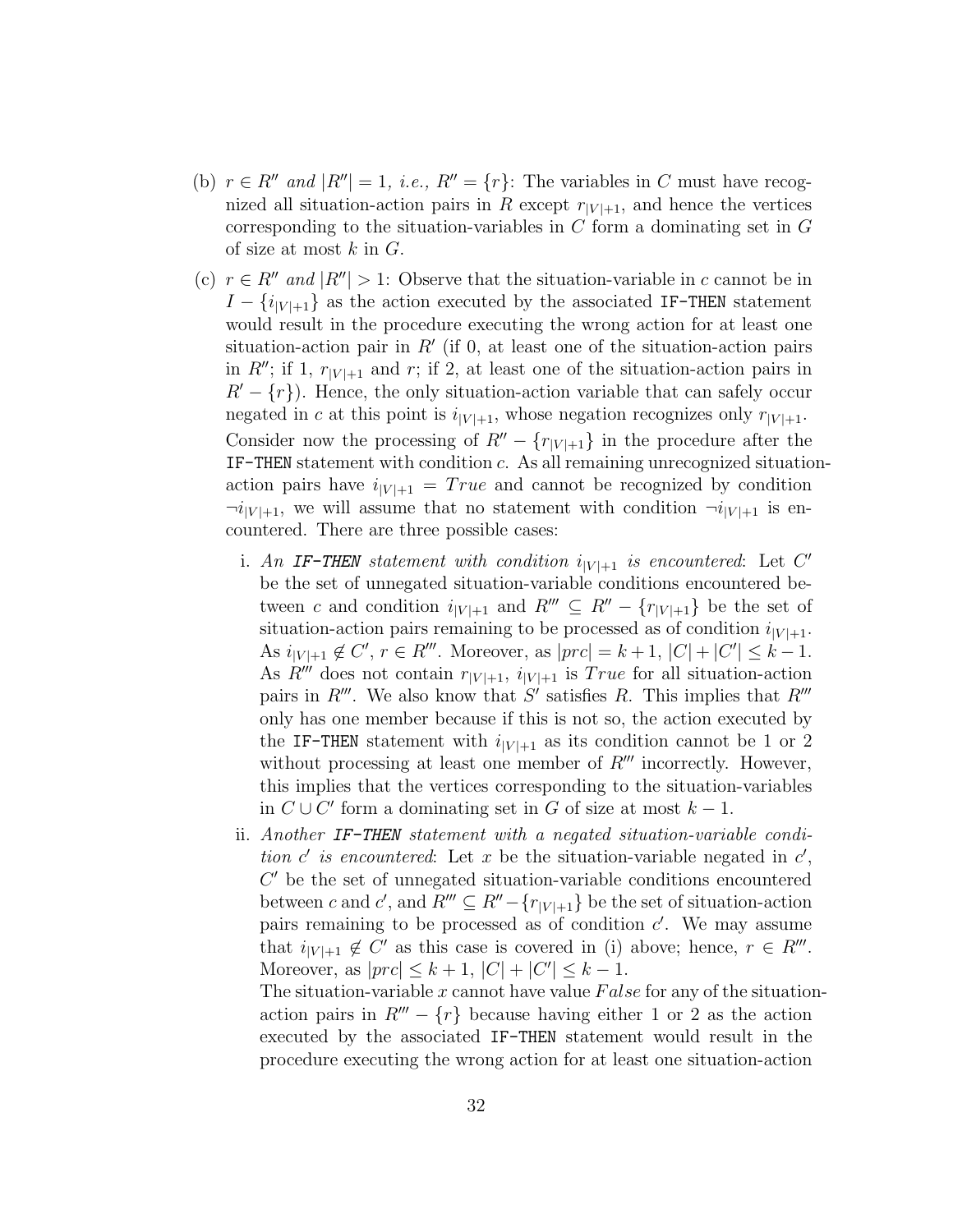(b) $r \in R''$ *and* $|R''| = 1$, *i.e.,* $R'' = \{r\}$: The variables in $C$ must have recognized all situation-action pairs in $R$ except $r_{|V|+1}$, and hence the vertices corresponding to the situation-variables in $C$ form a dominating set in $G$ of size at most $k$ in $G$.

(c) $r \in R''$ *and* $|R''| > 1$: Observe that the situation-variable in $c$ cannot be in $I - \{i_{|V|+1}\}$ as the action executed by the associated `IF-THEN` statement would result in the procedure executing the wrong action for at least one situation-action pair in $R'$ (if 0, at least one of the situation-action pairs in $R''$; if 1, $r_{|V|+1}$ and $r$; if 2, at least one of the situation-action pairs in $R' - \{r\}$). Hence, the only situation-action variable that can safely occur negated in $c$ at this point is $i_{|V|+1}$, whose negation recognizes only $r_{|V|+1}$. Consider now the processing of $R'' - \{r_{|V|+1}\}$ in the procedure after the `IF-THEN` statement with condition $c$. As all remaining unrecognized situation-action pairs have $i_{|V|+1} = True$ and cannot be recognized by condition $\neg i_{|V|+1}$, we will assume that no statement with condition $\neg i_{|V|+1}$ is encountered. There are three possible cases:

   i. *An* **IF-THEN** *statement with condition* $i_{|V|+1}$ *is encountered*: Let $C'$ be the set of unnegated situation-variable conditions encountered between $c$ and condition $i_{|V|+1}$ and $R''' \subseteq R'' - \{r_{|V|+1}\}$ be the set of situation-action pairs remaining to be processed as of condition $i_{|V|+1}$. As $i_{|V|+1} \notin C'$, $r \in R'''$. Moreover, as $|prc| = k+1$, $|C| + |C'| \leq k-1$. As $R'''$ does not contain $r_{|V|+1}$, $i_{|V|+1}$ is $True$ for all situation-action pairs in $R'''$. We also know that $S'$ satisfies $R$. This implies that $R'''$ only has one member because if this is not so, the action executed by the `IF-THEN` statement with $i_{|V|+1}$ as its condition cannot be 1 or 2 without processing at least one member of $R'''$ incorrectly. However, this implies that the vertices corresponding to the situation-variables in $C \cup C'$ form a dominating set in $G$ of size at most $k-1$.

   ii. *Another* **IF-THEN** *statement with a negated situation-variable condition* $c'$ *is encountered*: Let $x$ be the situation-variable negated in $c'$, $C'$ be the set of unnegated situation-variable conditions encountered between $c$ and $c'$, and $R''' \subseteq R'' - \{r_{|V|+1}\}$ be the set of situation-action pairs remaining to be processed as of condition $c'$. We may assume that $i_{|V|+1} \notin C'$ as this case is covered in (i) above; hence, $r \in R'''$. Moreover, as $|prc| \leq k+1$, $|C| + |C'| \leq k-1$.

   The situation-variable $x$ cannot have value $False$ for any of the situation-action pairs in $R''' - \{r\}$ because having either 1 or 2 as the action executed by the associated `IF-THEN` statement would result in the procedure executing the wrong action for at least one situation-action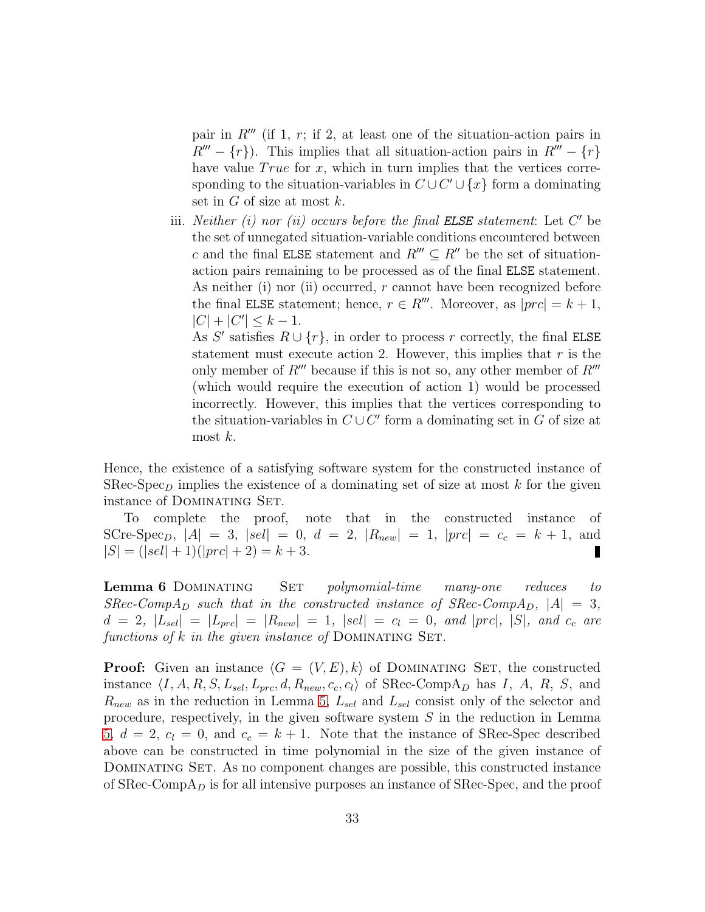pair in $R'''$ (if 1, $r$; if 2, at least one of the situation-action pairs in $R''' - \{r\}$). This implies that all situation-action pairs in $R''' - \{r\}$ have value $True$ for $x$, which in turn implies that the vertices corresponding to the situation-variables in $C \cup C' \cup \{x\}$ form a dominating set in $G$ of size at most $k$.

iii. *Neither (i) nor (ii) occurs before the final* **`ELSE`** *statement*: Let $C'$ be the set of unnegated situation-variable conditions encountered between $c$ and the final `ELSE` statement and $R''' \subseteq R''$ be the set of situation-action pairs remaining to be processed as of the final `ELSE` statement. As neither (i) nor (ii) occurred, $r$ cannot have been recognized before the final `ELSE` statement; hence, $r \in R'''$. Moreover, as $|prc| = k+1$, $|C| + |C'| \leq k-1$.

   As $S'$ satisfies $R \cup \{r\}$, in order to process $r$ correctly, the final `ELSE` statement must execute action 2. However, this implies that $r$ is the only member of $R'''$ because if this is not so, any other member of $R'''$ (which would require the execution of action 1) would be processed incorrectly. However, this implies that the vertices corresponding to the situation-variables in $C \cup C'$ form a dominating set in $G$ of size at most $k$.

Hence, the existence of a satisfying software system for the constructed instance of SRec-Spec$_D$ implies the existence of a dominating set of size at most $k$ for the given instance of Dominating Set.

To complete the proof, note that in the constructed instance of SCre-Spec$_D$, $|A| = 3$, $|sel| = 0$, $d = 2$, $|R_{new}| = 1$, $|prc| = c_c = k+1$, and $|S| = (|sel|+1)(|prc|+2) = k+3$. ∎

**Lemma 6** Dominating Set *polynomial-time many-one reduces to SRec-CompA$_D$ such that in the constructed instance of SRec-CompA$_D$, $|A| = 3$, $d = 2$, $|L_{sel}| = |L_{prc}| = |R_{new}| = 1$, $|sel| = c_l = 0$, and $|prc|$, $|S|$, and $c_c$ are functions of $k$ in the given instance of* Dominating Set.

**Proof:** Given an instance $\langle G = (V, E), k \rangle$ of Dominating Set, the constructed instance $\langle I, A, R, S, L_{sel}, L_{prc}, d, R_{new}, c_c, c_l \rangle$ of SRec-CompA$_D$ has $I$, $A$, $R$, $S$, and $R_{new}$ as in the reduction in Lemma 5, $L_{sel}$ and $L_{sel}$ consist only of the selector and procedure, respectively, in the given software system $S$ in the reduction in Lemma 5, $d = 2$, $c_l = 0$, and $c_c = k+1$. Note that the instance of SRec-Spec described above can be constructed in time polynomial in the size of the given instance of Dominating Set. As no component changes are possible, this constructed instance of SRec-CompA$_D$ is for all intensive purposes an instance of SRec-Spec, and the proof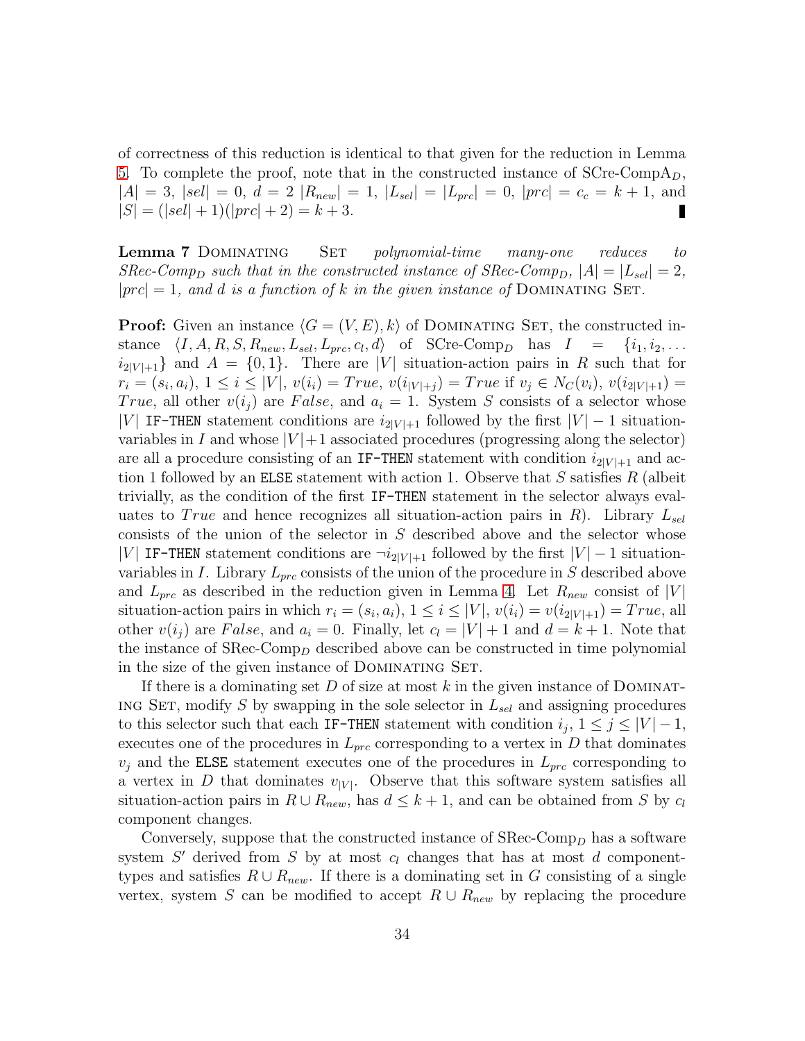of correctness of this reduction is identical to that given for the reduction in Lemma 5. To complete the proof, note that in the constructed instance of SCre-Comp$A_D$, $|A| = 3$, $|sel| = 0$, $d = 2$ $|R_{new}| = 1$, $|L_{sel}| = |L_{prc}| = 0$, $|prc| = c_c = k + 1$, and $|S| = (|sel| + 1)(|prc| + 2) = k + 3$. ∎

**Lemma 7** Dominating Set *polynomial-time many-one reduces to SRec-Comp$_D$ such that in the constructed instance of SRec-Comp$_D$, $|A| = |L_{sel}| = 2$, $|prc| = 1$, and $d$ is a function of $k$ in the given instance of* Dominating Set.

**Proof:** Given an instance $\langle G = (V, E), k\rangle$ of Dominating Set, the constructed instance $\langle I, A, R, S, R_{new}, L_{sel}, L_{prc}, c_l, d\rangle$ of SCre-Comp$_D$ has $I = \{i_1, i_2, \ldots i_{2|V|+1}\}$ and $A = \{0, 1\}$. There are $|V|$ situation-action pairs in $R$ such that for $r_i = (s_i, a_i)$, $1 \leq i \leq |V|$, $v(i_i) = True$, $v(i_{|V|+j}) = True$ if $v_j \in N_C(v_i)$, $v(i_{2|V|+1}) = True$, all other $v(i_j)$ are $False$, and $a_i = 1$. System $S$ consists of a selector whose $|V|$ `IF-THEN` statement conditions are $i_{2|V|+1}$ followed by the first $|V| - 1$ situation-variables in $I$ and whose $|V|+1$ associated procedures (progressing along the selector) are all a procedure consisting of an `IF-THEN` statement with condition $i_{2|V|+1}$ and action 1 followed by an `ELSE` statement with action 1. Observe that $S$ satisfies $R$ (albeit trivially, as the condition of the first `IF-THEN` statement in the selector always evaluates to $True$ and hence recognizes all situation-action pairs in $R$). Library $L_{sel}$ consists of the union of the selector in $S$ described above and the selector whose $|V|$ `IF-THEN` statement conditions are $\neg i_{2|V|+1}$ followed by the first $|V| - 1$ situation-variables in $I$. Library $L_{prc}$ consists of the union of the procedure in $S$ described above and $L_{prc}$ as described in the reduction given in Lemma 4. Let $R_{new}$ consist of $|V|$ situation-action pairs in which $r_i = (s_i, a_i)$, $1 \leq i \leq |V|$, $v(i_i) = v(i_{2|V|+1}) = True$, all other $v(i_j)$ are $False$, and $a_i = 0$. Finally, let $c_l = |V| + 1$ and $d = k + 1$. Note that the instance of SRec-Comp$_D$ described above can be constructed in time polynomial in the size of the given instance of Dominating Set.

If there is a dominating set $D$ of size at most $k$ in the given instance of Dominating Set, modify $S$ by swapping in the sole selector in $L_{sel}$ and assigning procedures to this selector such that each `IF-THEN` statement with condition $i_j$, $1 \leq j \leq |V| - 1$, executes one of the procedures in $L_{prc}$ corresponding to a vertex in $D$ that dominates $v_j$ and the `ELSE` statement executes one of the procedures in $L_{prc}$ corresponding to a vertex in $D$ that dominates $v_{|V|}$. Observe that this software system satisfies all situation-action pairs in $R \cup R_{new}$, has $d \leq k + 1$, and can be obtained from $S$ by $c_l$ component changes.

Conversely, suppose that the constructed instance of SRec-Comp$_D$ has a software system $S'$ derived from $S$ by at most $c_l$ changes that has at most $d$ component-types and satisfies $R \cup R_{new}$. If there is a dominating set in $G$ consisting of a single vertex, system $S$ can be modified to accept $R \cup R_{new}$ by replacing the procedure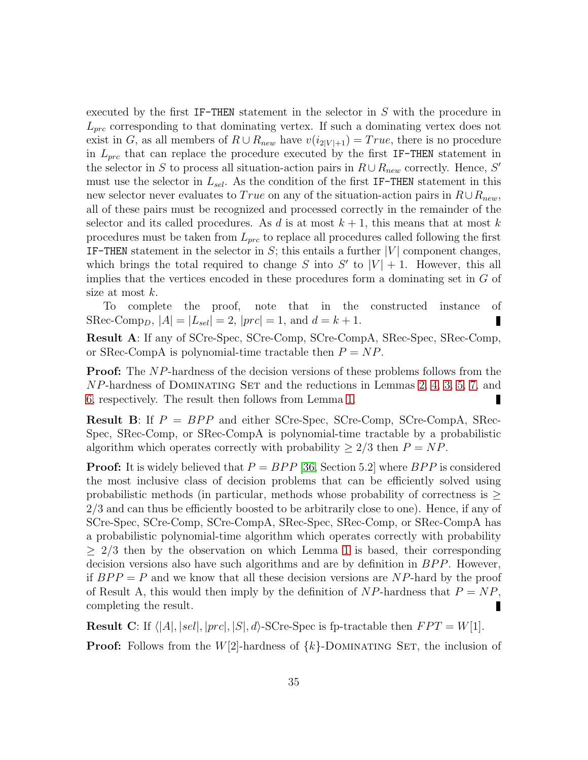executed by the first `IF-THEN` statement in the selector in $S$ with the procedure in $L_{prc}$ corresponding to that dominating vertex. If such a dominating vertex does not exist in $G$, as all members of $R \cup R_{new}$ have $v(i_{2|V|+1}) = True$, there is no procedure in $L_{prc}$ that can replace the procedure executed by the first `IF-THEN` statement in the selector in $S$ to process all situation-action pairs in $R \cup R_{new}$ correctly. Hence, $S'$ must use the selector in $L_{sel}$. As the condition of the first `IF-THEN` statement in this new selector never evaluates to $True$ on any of the situation-action pairs in $R \cup R_{new}$, all of these pairs must be recognized and processed correctly in the remainder of the selector and its called procedures. As $d$ is at most $k+1$, this means that at most $k$ procedures must be taken from $L_{prc}$ to replace all procedures called following the first `IF-THEN` statement in the selector in $S$; this entails a further $|V|$ component changes, which brings the total required to change $S$ into $S'$ to $|V|+1$. However, this all implies that the vertices encoded in these procedures form a dominating set in $G$ of size at most $k$.

To complete the proof, note that in the constructed instance of SRec-Comp$_D$, $|A| = |L_{sel}| = 2$, $|prc| = 1$, and $d = k+1$. ∎

**Result A**: If any of SCre-Spec, SCre-Comp, SCre-CompA, SRec-Spec, SRec-Comp, or SRec-CompA is polynomial-time tractable then $P = NP$.

**Proof:** The $NP$-hardness of the decision versions of these problems follows from the $NP$-hardness of Dominating Set and the reductions in Lemmas 2, 4, 3, 5, 7, and 6, respectively. The result then follows from Lemma 1. ∎

**Result B**: If $P = BPP$ and either SCre-Spec, SCre-Comp, SCre-CompA, SRec-Spec, SRec-Comp, or SRec-CompA is polynomial-time tractable by a probabilistic algorithm which operates correctly with probability $\geq 2/3$ then $P = NP$.

**Proof:** It is widely believed that $P = BPP$ [36, Section 5.2] where $BPP$ is considered the most inclusive class of decision problems that can be efficiently solved using probabilistic methods (in particular, methods whose probability of correctness is $\geq 2/3$ and can thus be efficiently boosted to be arbitrarily close to one). Hence, if any of SCre-Spec, SCre-Comp, SCre-CompA, SRec-Spec, SRec-Comp, or SRec-CompA has a probabilistic polynomial-time algorithm which operates correctly with probability $\geq 2/3$ then by the observation on which Lemma 1 is based, their corresponding decision versions also have such algorithms and are by definition in $BPP$. However, if $BPP = P$ and we know that all these decision versions are $NP$-hard by the proof of Result A, this would then imply by the definition of $NP$-hardness that $P = NP$, completing the result. ∎

**Result C**: If $\langle |A|, |sel|, |prc|, |S|, d\rangle$-SCre-Spec is fp-tractable then $FPT = W[1]$.

**Proof:** Follows from the $W[2]$-hardness of $\{k\}$-Dominating Set, the inclusion of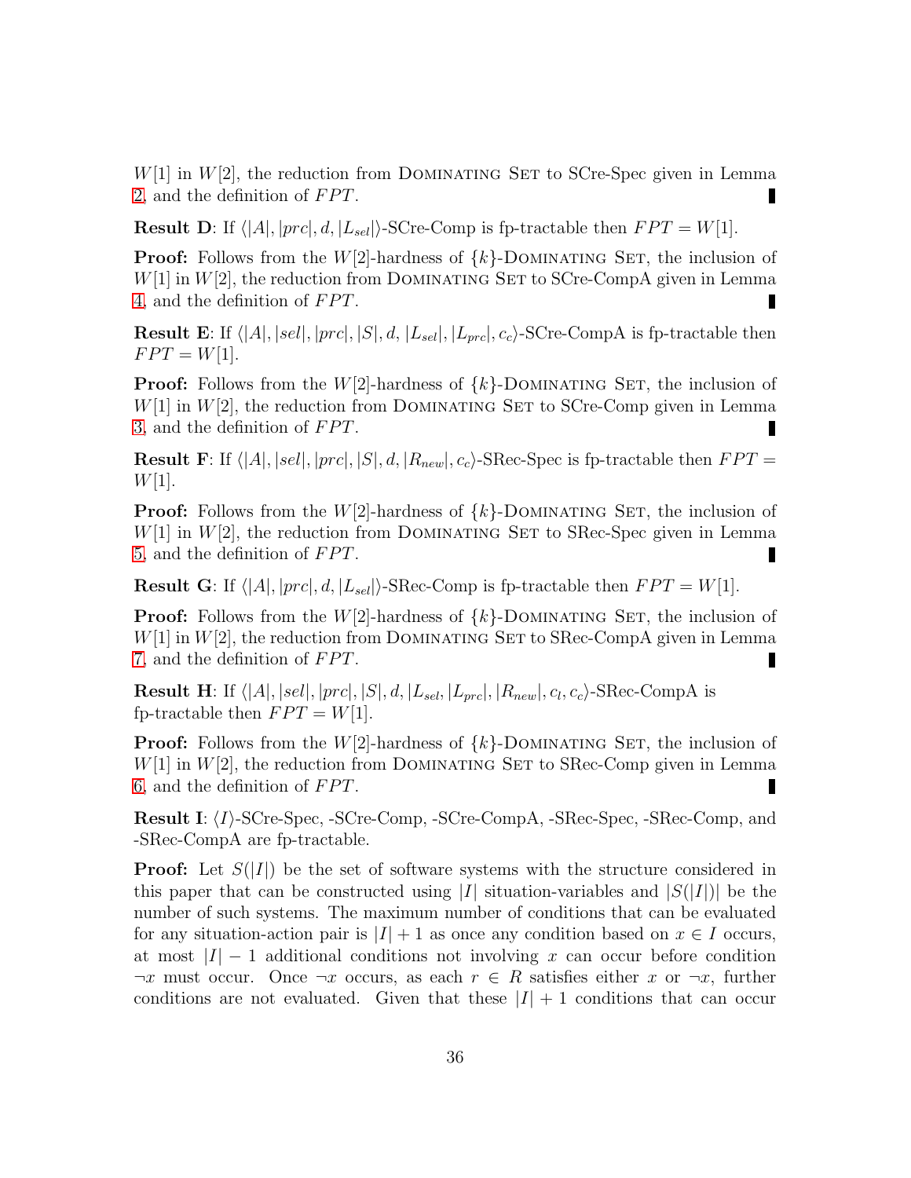$W[1]$ in $W[2]$, the reduction from Dominating Set to SCre-Spec given in Lemma 2, and the definition of $FPT$. ∎

**Result D**: If $\langle |A|, |prc|, d, |L_{sel}| \rangle$-SCre-Comp is fp-tractable then $FPT = W[1]$.

**Proof:** Follows from the $W[2]$-hardness of $\{k\}$-Dominating Set, the inclusion of $W[1]$ in $W[2]$, the reduction from Dominating Set to SCre-CompA given in Lemma 4, and the definition of $FPT$. ∎

**Result E**: If $\langle |A|, |sel|, |prc|, |S|, d, |L_{sel}|, |L_{prc}|, c_c \rangle$-SCre-CompA is fp-tractable then $FPT = W[1]$.

**Proof:** Follows from the $W[2]$-hardness of $\{k\}$-Dominating Set, the inclusion of $W[1]$ in $W[2]$, the reduction from Dominating Set to SCre-Comp given in Lemma 3, and the definition of $FPT$. ∎

**Result F**: If $\langle |A|, |sel|, |prc|, |S|, d, |R_{new}|, c_c \rangle$-SRec-Spec is fp-tractable then $FPT = W[1]$.

**Proof:** Follows from the $W[2]$-hardness of $\{k\}$-Dominating Set, the inclusion of $W[1]$ in $W[2]$, the reduction from Dominating Set to SRec-Spec given in Lemma 5, and the definition of $FPT$. ∎

**Result G**: If $\langle |A|, |prc|, d, |L_{sel}| \rangle$-SRec-Comp is fp-tractable then $FPT = W[1]$.

**Proof:** Follows from the $W[2]$-hardness of $\{k\}$-Dominating Set, the inclusion of $W[1]$ in $W[2]$, the reduction from Dominating Set to SRec-CompA given in Lemma 7, and the definition of $FPT$. ∎

**Result H**: If $\langle |A|, |sel|, |prc|, |S|, d, |L_{sel}, |L_{prc}|, |R_{new}|, c_l, c_c \rangle$-SRec-CompA is fp-tractable then $FPT = W[1]$.

**Proof:** Follows from the $W[2]$-hardness of $\{k\}$-Dominating Set, the inclusion of $W[1]$ in $W[2]$, the reduction from Dominating Set to SRec-Comp given in Lemma 6, and the definition of $FPT$. ∎

**Result I**: $\langle I \rangle$-SCre-Spec, -SCre-Comp, -SCre-CompA, -SRec-Spec, -SRec-Comp, and -SRec-CompA are fp-tractable.

**Proof:** Let $S(|I|)$ be the set of software systems with the structure considered in this paper that can be constructed using $|I|$ situation-variables and $|S(|I|)|$ be the number of such systems. The maximum number of conditions that can be evaluated for any situation-action pair is $|I| + 1$ as once any condition based on $x \in I$ occurs, at most $|I| - 1$ additional conditions not involving $x$ can occur before condition $\neg x$ must occur. Once $\neg x$ occurs, as each $r \in R$ satisfies either $x$ or $\neg x$, further conditions are not evaluated. Given that these $|I| + 1$ conditions that can occur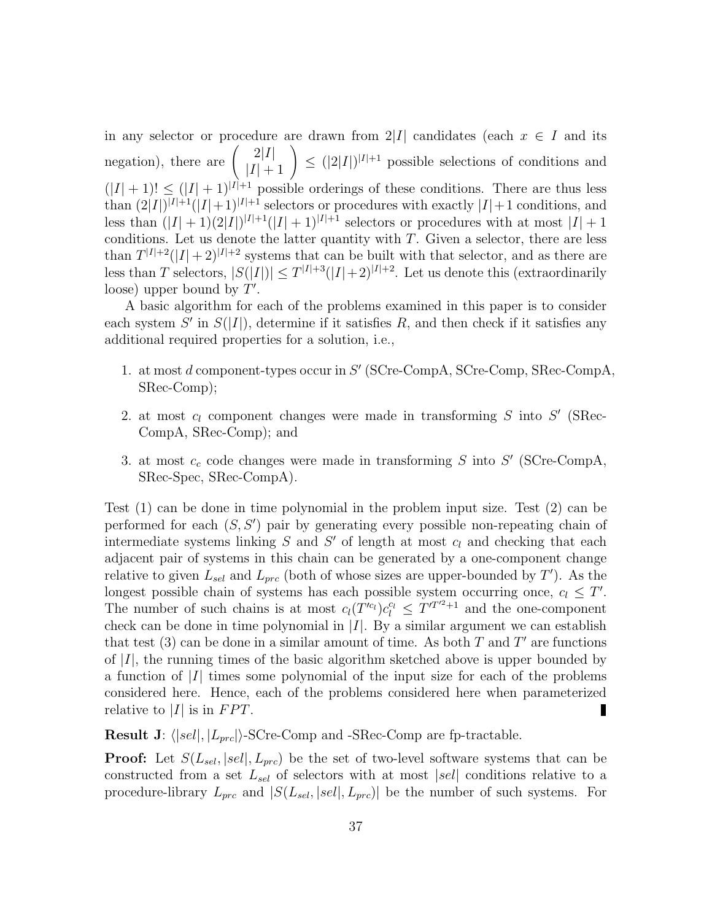in any selector or procedure are drawn from $2|I|$ candidates (each $x \in I$ and its negation), there are $\left( \begin{array}{c} 2|I| \\ |I|+1 \end{array} \right) \leq (|2|I|)^{|I|+1}$ possible selections of conditions and $(|I|+1)! \leq (|I|+1)^{|I|+1}$ possible orderings of these conditions. There are thus less than $(2|I|)^{|I|+1}(|I|+1)^{|I|+1}$ selectors or procedures with exactly $|I|+1$ conditions, and less than $(|I|+1)(2|I|)^{|I|+1}(|I|+1)^{|I|+1}$ selectors or procedures with at most $|I|+1$ conditions. Let us denote the latter quantity with $T$. Given a selector, there are less than $T^{|I|+2}(|I|+2)^{|I|+2}$ systems that can be built with that selector, and as there are less than $T$ selectors, $|S(|I|)| \leq T^{|I|+3}(|I|+2)^{|I|+2}$. Let us denote this (extraordinarily loose) upper bound by $T'$.

A basic algorithm for each of the problems examined in this paper is to consider each system $S'$ in $S(|I|)$, determine if it satisfies $R$, and then check if it satisfies any additional required properties for a solution, i.e.,

1. at most $d$ component-types occur in $S'$ (SCre-CompA, SCre-Comp, SRec-CompA, SRec-Comp);
2. at most $c_l$ component changes were made in transforming $S$ into $S'$ (SRec-CompA, SRec-Comp); and
3. at most $c_c$ code changes were made in transforming $S$ into $S'$ (SCre-CompA, SRec-Spec, SRec-CompA).

Test (1) can be done in time polynomial in the problem input size. Test (2) can be performed for each $(S, S')$ pair by generating every possible non-repeating chain of intermediate systems linking $S$ and $S'$ of length at most $c_l$ and checking that each adjacent pair of systems in this chain can be generated by a one-component change relative to given $L_{sel}$ and $L_{prc}$ (both of whose sizes are upper-bounded by $T'$). As the longest possible chain of systems has each possible system occurring once, $c_l \leq T'$. The number of such chains is at most $c_l(T'^{c_l})c_l^{c_l} \leq T'^{T'^2+1}$ and the one-component check can be done in time polynomial in $|I|$. By a similar argument we can establish that test (3) can be done in a similar amount of time. As both $T$ and $T'$ are functions of $|I|$, the running times of the basic algorithm sketched above is upper bounded by a function of $|I|$ times some polynomial of the input size for each of the problems considered here. Hence, each of the problems considered here when parameterized relative to $|I|$ is in $FPT$. ∎

**Result J**: $\langle |sel|, |L_{prc}| \rangle$-SCre-Comp and -SRec-Comp are fp-tractable.

**Proof:** Let $S(L_{sel}, |sel|, L_{prc})$ be the set of two-level software systems that can be constructed from a set $L_{sel}$ of selectors with at most $|sel|$ conditions relative to a procedure-library $L_{prc}$ and $|S(L_{sel}, |sel|, L_{prc})|$ be the number of such systems. For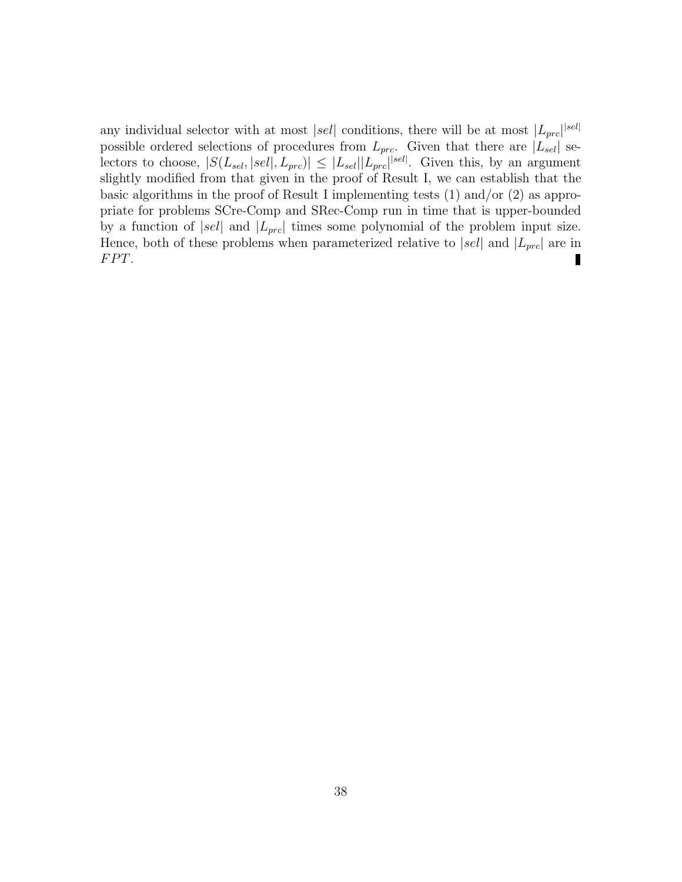any individual selector with at most $|sel|$ conditions, there will be at most $|L_{prc}|^{|sel|}$ possible ordered selections of procedures from $L_{prc}$. Given that there are $|L_{sel}|$ selectors to choose, $|S(L_{sel}, |sel|, L_{prc})| \leq |L_{sel}||L_{prc}|^{|sel|}$. Given this, by an argument slightly modified from that given in the proof of Result I, we can establish that the basic algorithms in the proof of Result I implementing tests (1) and/or (2) as appropriate for problems SCre-Comp and SRec-Comp run in time that is upper-bounded by a function of $|sel|$ and $|L_{prc}|$ times some polynomial of the problem input size. Hence, both of these problems when parameterized relative to $|sel|$ and $|L_{prc}|$ are in $FPT$. ∎